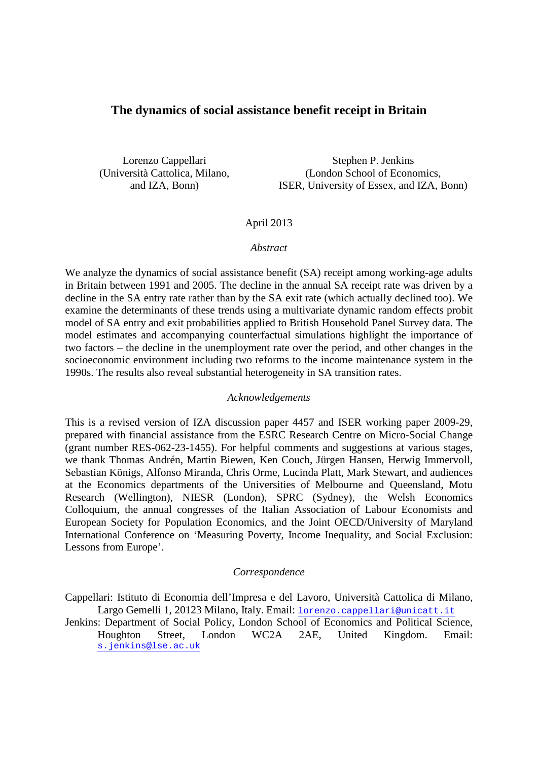# The dynamics of social assistance benefit receipt in Britain

Lorenzo Cappellari
(Università Cattolica, Milano,
and IZA, Bonn)

Stephen P. Jenkins
(London School of Economics,
ISER, University of Essex, and IZA, Bonn)

April 2013

*Abstract*

We analyze the dynamics of social assistance benefit (SA) receipt among working-age adults in Britain between 1991 and 2005. The decline in the annual SA receipt rate was driven by a decline in the SA entry rate rather than by the SA exit rate (which actually declined too). We examine the determinants of these trends using a multivariate dynamic random effects probit model of SA entry and exit probabilities applied to British Household Panel Survey data. The model estimates and accompanying counterfactual simulations highlight the importance of two factors – the decline in the unemployment rate over the period, and other changes in the socioeconomic environment including two reforms to the income maintenance system in the 1990s. The results also reveal substantial heterogeneity in SA transition rates.

*Acknowledgements*

This is a revised version of IZA discussion paper 4457 and ISER working paper 2009-29, prepared with financial assistance from the ESRC Research Centre on Micro-Social Change (grant number RES-062-23-1455). For helpful comments and suggestions at various stages, we thank Thomas Andrén, Martin Biewen, Ken Couch, Jürgen Hansen, Herwig Immervoll, Sebastian Königs, Alfonso Miranda, Chris Orme, Lucinda Platt, Mark Stewart, and audiences at the Economics departments of the Universities of Melbourne and Queensland, Motu Research (Wellington), NIESR (London), SPRC (Sydney), the Welsh Economics Colloquium, the annual congresses of the Italian Association of Labour Economists and European Society for Population Economics, and the Joint OECD/University of Maryland International Conference on 'Measuring Poverty, Income Inequality, and Social Exclusion: Lessons from Europe'.

*Correspondence*

Cappellari: Istituto di Economia dell'Impresa e del Lavoro, Università Cattolica di Milano, Largo Gemelli 1, 20123 Milano, Italy. Email: lorenzo.cappellari@unicatt.it

Jenkins: Department of Social Policy, London School of Economics and Political Science, Houghton Street, London WC2A 2AE, United Kingdom. Email: s.jenkins@lse.ac.uk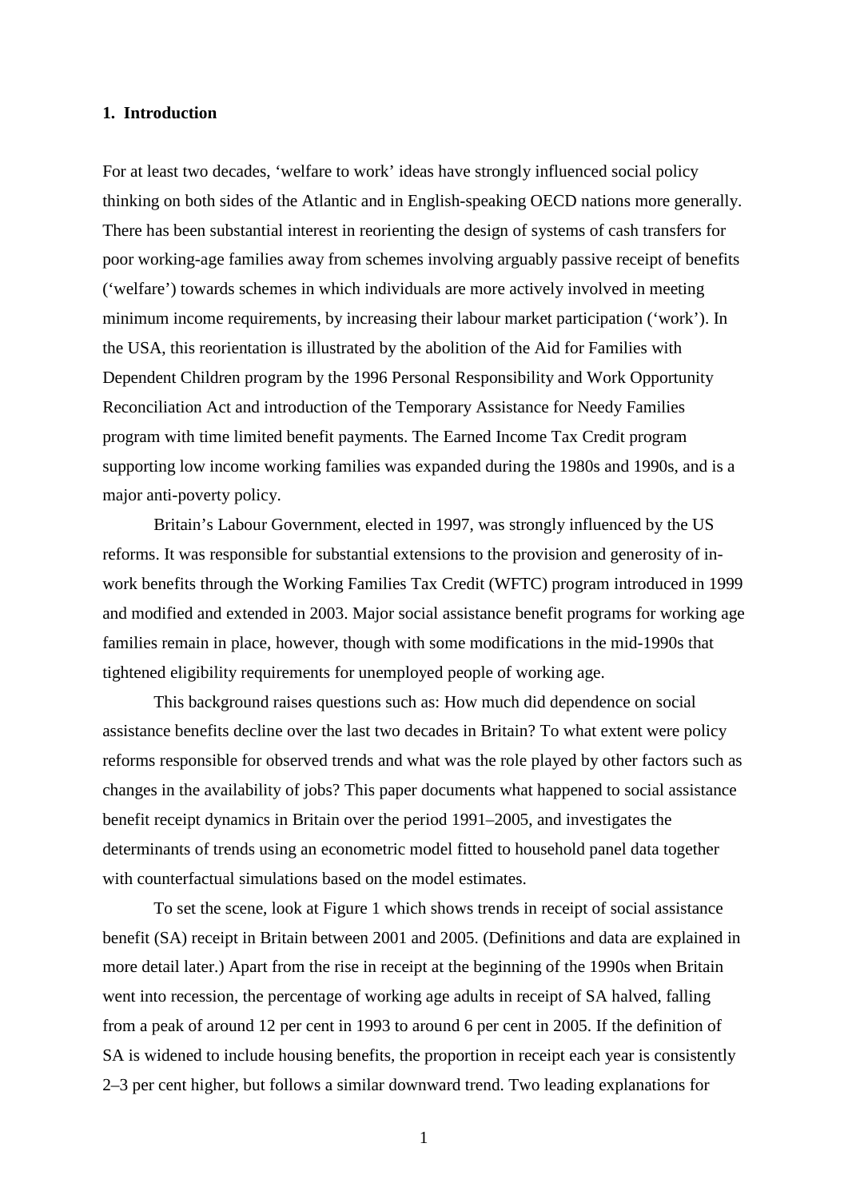## 1. Introduction

For at least two decades, 'welfare to work' ideas have strongly influenced social policy thinking on both sides of the Atlantic and in English-speaking OECD nations more generally. There has been substantial interest in reorienting the design of systems of cash transfers for poor working-age families away from schemes involving arguably passive receipt of benefits ('welfare') towards schemes in which individuals are more actively involved in meeting minimum income requirements, by increasing their labour market participation ('work'). In the USA, this reorientation is illustrated by the abolition of the Aid for Families with Dependent Children program by the 1996 Personal Responsibility and Work Opportunity Reconciliation Act and introduction of the Temporary Assistance for Needy Families program with time limited benefit payments. The Earned Income Tax Credit program supporting low income working families was expanded during the 1980s and 1990s, and is a major anti-poverty policy.

Britain's Labour Government, elected in 1997, was strongly influenced by the US reforms. It was responsible for substantial extensions to the provision and generosity of in-work benefits through the Working Families Tax Credit (WFTC) program introduced in 1999 and modified and extended in 2003. Major social assistance benefit programs for working age families remain in place, however, though with some modifications in the mid-1990s that tightened eligibility requirements for unemployed people of working age.

This background raises questions such as: How much did dependence on social assistance benefits decline over the last two decades in Britain? To what extent were policy reforms responsible for observed trends and what was the role played by other factors such as changes in the availability of jobs? This paper documents what happened to social assistance benefit receipt dynamics in Britain over the period 1991–2005, and investigates the determinants of trends using an econometric model fitted to household panel data together with counterfactual simulations based on the model estimates.

To set the scene, look at Figure 1 which shows trends in receipt of social assistance benefit (SA) receipt in Britain between 2001 and 2005. (Definitions and data are explained in more detail later.) Apart from the rise in receipt at the beginning of the 1990s when Britain went into recession, the percentage of working age adults in receipt of SA halved, falling from a peak of around 12 per cent in 1993 to around 6 per cent in 2005. If the definition of SA is widened to include housing benefits, the proportion in receipt each year is consistently 2–3 per cent higher, but follows a similar downward trend. Two leading explanations for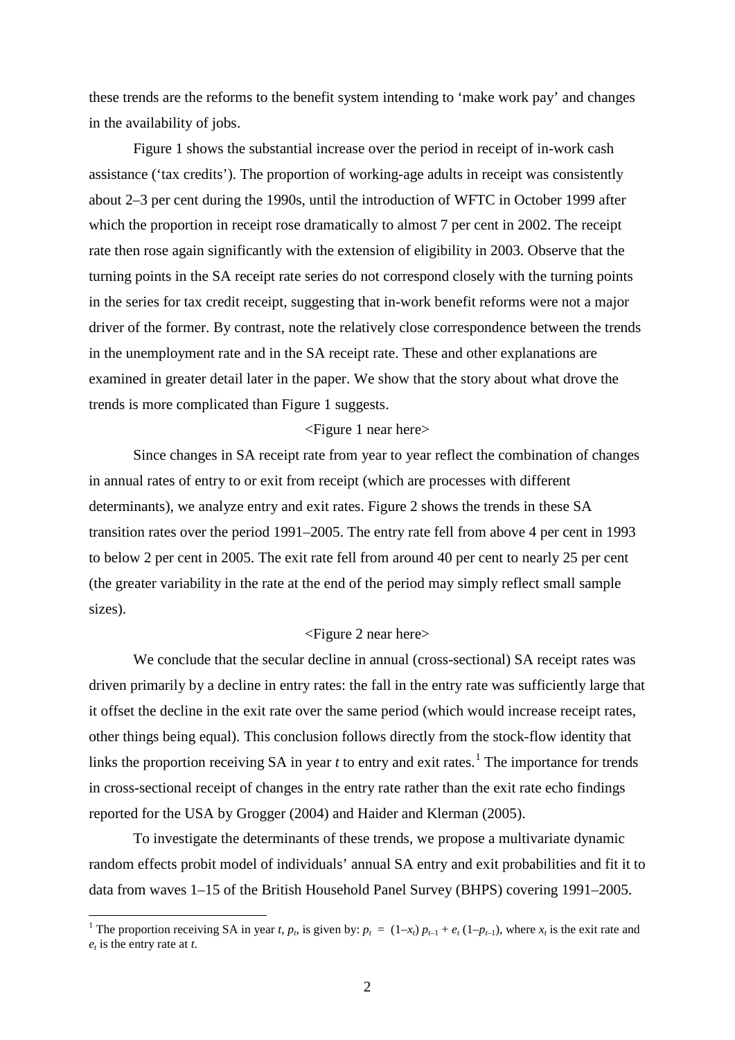these trends are the reforms to the benefit system intending to 'make work pay' and changes in the availability of jobs.

Figure 1 shows the substantial increase over the period in receipt of in-work cash assistance ('tax credits'). The proportion of working-age adults in receipt was consistently about 2–3 per cent during the 1990s, until the introduction of WFTC in October 1999 after which the proportion in receipt rose dramatically to almost 7 per cent in 2002. The receipt rate then rose again significantly with the extension of eligibility in 2003. Observe that the turning points in the SA receipt rate series do not correspond closely with the turning points in the series for tax credit receipt, suggesting that in-work benefit reforms were not a major driver of the former. By contrast, note the relatively close correspondence between the trends in the unemployment rate and in the SA receipt rate. These and other explanations are examined in greater detail later in the paper. We show that the story about what drove the trends is more complicated than Figure 1 suggests.

<Figure 1 near here>

Since changes in SA receipt rate from year to year reflect the combination of changes in annual rates of entry to or exit from receipt (which are processes with different determinants), we analyze entry and exit rates. Figure 2 shows the trends in these SA transition rates over the period 1991–2005. The entry rate fell from above 4 per cent in 1993 to below 2 per cent in 2005. The exit rate fell from around 40 per cent to nearly 25 per cent (the greater variability in the rate at the end of the period may simply reflect small sample sizes).

<Figure 2 near here>

We conclude that the secular decline in annual (cross-sectional) SA receipt rates was driven primarily by a decline in entry rates: the fall in the entry rate was sufficiently large that it offset the decline in the exit rate over the same period (which would increase receipt rates, other things being equal). This conclusion follows directly from the stock-flow identity that links the proportion receiving SA in year $t$ to entry and exit rates.[1] The importance for trends in cross-sectional receipt of changes in the entry rate rather than the exit rate echo findings reported for the USA by Grogger (2004) and Haider and Klerman (2005).

To investigate the determinants of these trends, we propose a multivariate dynamic random effects probit model of individuals' annual SA entry and exit probabilities and fit it to data from waves 1–15 of the British Household Panel Survey (BHPS) covering 1991–2005.

---

[1] The proportion receiving SA in year $t$, $p_t$, is given by: $p_t = (1–x_t) p_{t–1} + e_t (1–p_{t–1})$, where $x_t$ is the exit rate and $e_t$ is the entry rate at $t$.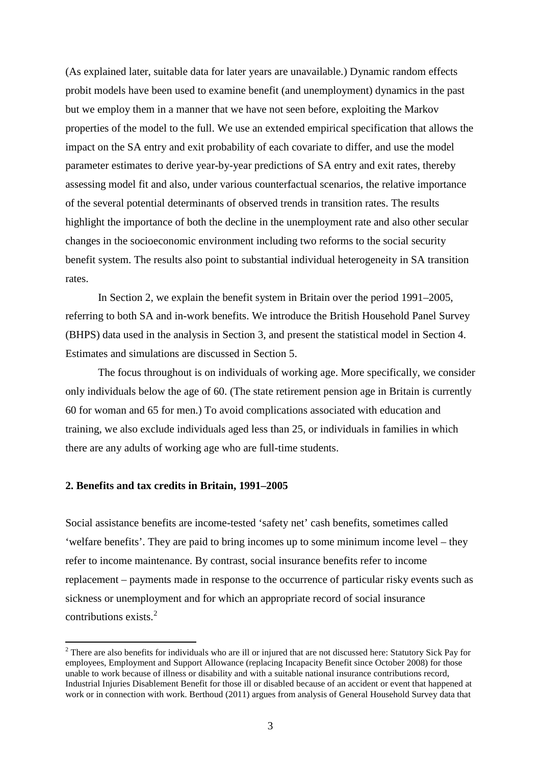(As explained later, suitable data for later years are unavailable.) Dynamic random effects probit models have been used to examine benefit (and unemployment) dynamics in the past but we employ them in a manner that we have not seen before, exploiting the Markov properties of the model to the full. We use an extended empirical specification that allows the impact on the SA entry and exit probability of each covariate to differ, and use the model parameter estimates to derive year-by-year predictions of SA entry and exit rates, thereby assessing model fit and also, under various counterfactual scenarios, the relative importance of the several potential determinants of observed trends in transition rates. The results highlight the importance of both the decline in the unemployment rate and also other secular changes in the socioeconomic environment including two reforms to the social security benefit system. The results also point to substantial individual heterogeneity in SA transition rates.

In Section 2, we explain the benefit system in Britain over the period 1991–2005, referring to both SA and in-work benefits. We introduce the British Household Panel Survey (BHPS) data used in the analysis in Section 3, and present the statistical model in Section 4. Estimates and simulations are discussed in Section 5.

The focus throughout is on individuals of working age. More specifically, we consider only individuals below the age of 60. (The state retirement pension age in Britain is currently 60 for woman and 65 for men.) To avoid complications associated with education and training, we also exclude individuals aged less than 25, or individuals in families in which there are any adults of working age who are full-time students.

## 2. Benefits and tax credits in Britain, 1991–2005

Social assistance benefits are income-tested 'safety net' cash benefits, sometimes called 'welfare benefits'. They are paid to bring incomes up to some minimum income level – they refer to income maintenance. By contrast, social insurance benefits refer to income replacement – payments made in response to the occurrence of particular risky events such as sickness or unemployment and for which an appropriate record of social insurance contributions exists.[2]

[2] There are also benefits for individuals who are ill or injured that are not discussed here: Statutory Sick Pay for employees, Employment and Support Allowance (replacing Incapacity Benefit since October 2008) for those unable to work because of illness or disability and with a suitable national insurance contributions record, Industrial Injuries Disablement Benefit for those ill or disabled because of an accident or event that happened at work or in connection with work. Berthoud (2011) argues from analysis of General Household Survey data that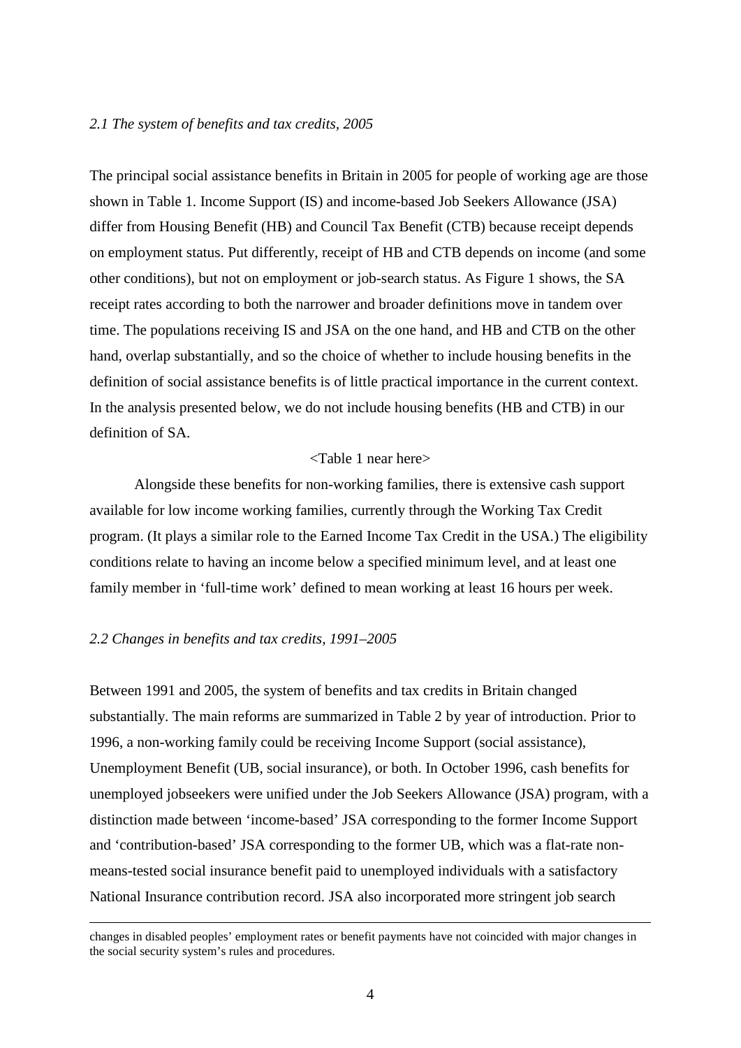### *2.1 The system of benefits and tax credits, 2005*

The principal social assistance benefits in Britain in 2005 for people of working age are those shown in Table 1. Income Support (IS) and income-based Job Seekers Allowance (JSA) differ from Housing Benefit (HB) and Council Tax Benefit (CTB) because receipt depends on employment status. Put differently, receipt of HB and CTB depends on income (and some other conditions), but not on employment or job-search status. As Figure 1 shows, the SA receipt rates according to both the narrower and broader definitions move in tandem over time. The populations receiving IS and JSA on the one hand, and HB and CTB on the other hand, overlap substantially, and so the choice of whether to include housing benefits in the definition of social assistance benefits is of little practical importance in the current context. In the analysis presented below, we do not include housing benefits (HB and CTB) in our definition of SA.

<Table 1 near here>

Alongside these benefits for non-working families, there is extensive cash support available for low income working families, currently through the Working Tax Credit program. (It plays a similar role to the Earned Income Tax Credit in the USA.) The eligibility conditions relate to having an income below a specified minimum level, and at least one family member in 'full-time work' defined to mean working at least 16 hours per week.

### *2.2 Changes in benefits and tax credits, 1991–2005*

Between 1991 and 2005, the system of benefits and tax credits in Britain changed substantially. The main reforms are summarized in Table 2 by year of introduction. Prior to 1996, a non-working family could be receiving Income Support (social assistance), Unemployment Benefit (UB, social insurance), or both. In October 1996, cash benefits for unemployed jobseekers were unified under the Job Seekers Allowance (JSA) program, with a distinction made between 'income-based' JSA corresponding to the former Income Support and 'contribution-based' JSA corresponding to the former UB, which was a flat-rate non-means-tested social insurance benefit paid to unemployed individuals with a satisfactory National Insurance contribution record. JSA also incorporated more stringent job search

changes in disabled peoples' employment rates or benefit payments have not coincided with major changes in the social security system's rules and procedures.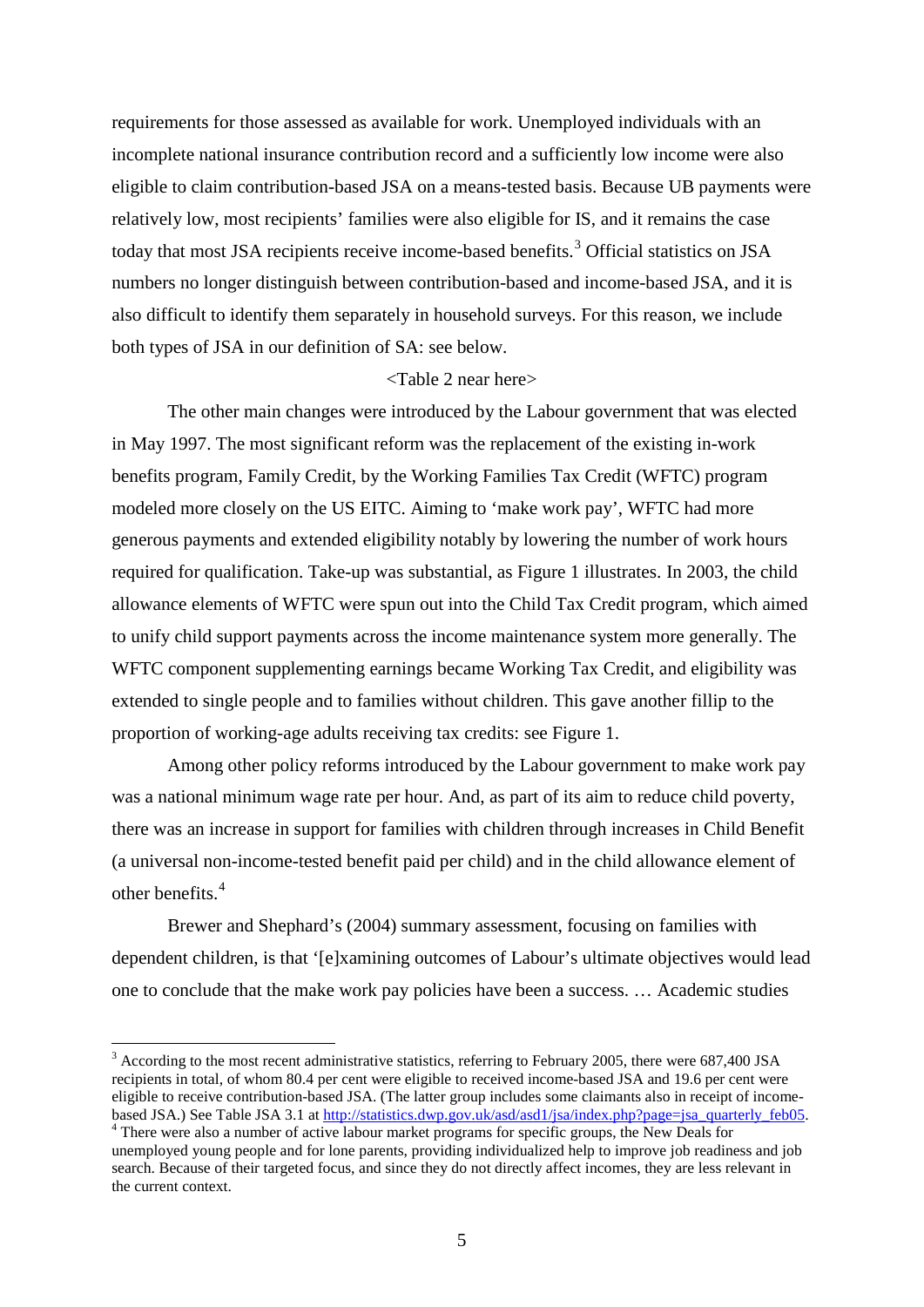requirements for those assessed as available for work. Unemployed individuals with an incomplete national insurance contribution record and a sufficiently low income were also eligible to claim contribution-based JSA on a means-tested basis. Because UB payments were relatively low, most recipients' families were also eligible for IS, and it remains the case today that most JSA recipients receive income-based benefits.[3] Official statistics on JSA numbers no longer distinguish between contribution-based and income-based JSA, and it is also difficult to identify them separately in household surveys. For this reason, we include both types of JSA in our definition of SA: see below.

<Table 2 near here>

The other main changes were introduced by the Labour government that was elected in May 1997. The most significant reform was the replacement of the existing in-work benefits program, Family Credit, by the Working Families Tax Credit (WFTC) program modeled more closely on the US EITC. Aiming to 'make work pay', WFTC had more generous payments and extended eligibility notably by lowering the number of work hours required for qualification. Take-up was substantial, as Figure 1 illustrates. In 2003, the child allowance elements of WFTC were spun out into the Child Tax Credit program, which aimed to unify child support payments across the income maintenance system more generally. The WFTC component supplementing earnings became Working Tax Credit, and eligibility was extended to single people and to families without children. This gave another fillip to the proportion of working-age adults receiving tax credits: see Figure 1.

Among other policy reforms introduced by the Labour government to make work pay was a national minimum wage rate per hour. And, as part of its aim to reduce child poverty, there was an increase in support for families with children through increases in Child Benefit (a universal non-income-tested benefit paid per child) and in the child allowance element of other benefits.[4]

Brewer and Shephard's (2004) summary assessment, focusing on families with dependent children, is that '[e]xamining outcomes of Labour's ultimate objectives would lead one to conclude that the make work pay policies have been a success. … Academic studies

---

[3] According to the most recent administrative statistics, referring to February 2005, there were 687,400 JSA recipients in total, of whom 80.4 per cent were eligible to received income-based JSA and 19.6 per cent were eligible to receive contribution-based JSA. (The latter group includes some claimants also in receipt of income-based JSA.) See Table JSA 3.1 at http://statistics.dwp.gov.uk/asd/asd1/jsa/index.php?page=jsa_quarterly_feb05.

[4] There were also a number of active labour market programs for specific groups, the New Deals for unemployed young people and for lone parents, providing individualized help to improve job readiness and job search. Because of their targeted focus, and since they do not directly affect incomes, they are less relevant in the current context.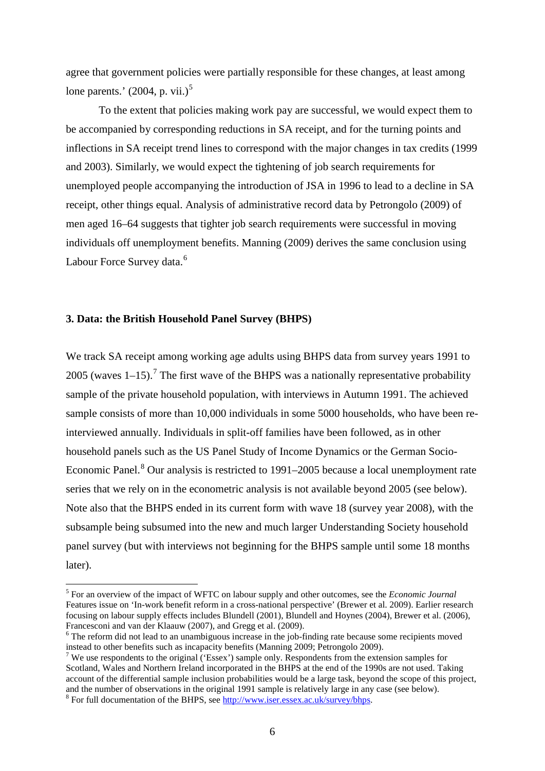agree that government policies were partially responsible for these changes, at least among lone parents.' (2004, p. vii.)[5]

To the extent that policies making work pay are successful, we would expect them to be accompanied by corresponding reductions in SA receipt, and for the turning points and inflections in SA receipt trend lines to correspond with the major changes in tax credits (1999 and 2003). Similarly, we would expect the tightening of job search requirements for unemployed people accompanying the introduction of JSA in 1996 to lead to a decline in SA receipt, other things equal. Analysis of administrative record data by Petrongolo (2009) of men aged 16–64 suggests that tighter job search requirements were successful in moving individuals off unemployment benefits. Manning (2009) derives the same conclusion using Labour Force Survey data.[6]

### 3. Data: the British Household Panel Survey (BHPS)

We track SA receipt among working age adults using BHPS data from survey years 1991 to 2005 (waves 1–15).[7] The first wave of the BHPS was a nationally representative probability sample of the private household population, with interviews in Autumn 1991. The achieved sample consists of more than 10,000 individuals in some 5000 households, who have been re-interviewed annually. Individuals in split-off families have been followed, as in other household panels such as the US Panel Study of Income Dynamics or the German Socio-Economic Panel.[8] Our analysis is restricted to 1991–2005 because a local unemployment rate series that we rely on in the econometric analysis is not available beyond 2005 (see below). Note also that the BHPS ended in its current form with wave 18 (survey year 2008), with the subsample being subsumed into the new and much larger Understanding Society household panel survey (but with interviews not beginning for the BHPS sample until some 18 months later).

---

[5] For an overview of the impact of WFTC on labour supply and other outcomes, see the *Economic Journal* Features issue on 'In-work benefit reform in a cross-national perspective' (Brewer et al. 2009). Earlier research focusing on labour supply effects includes Blundell (2001), Blundell and Hoynes (2004), Brewer et al. (2006), Francesconi and van der Klaauw (2007), and Gregg et al. (2009).

[6] The reform did not lead to an unambiguous increase in the job-finding rate because some recipients moved instead to other benefits such as incapacity benefits (Manning 2009; Petrongolo 2009).

[7] We use respondents to the original ('Essex') sample only. Respondents from the extension samples for Scotland, Wales and Northern Ireland incorporated in the BHPS at the end of the 1990s are not used. Taking account of the differential sample inclusion probabilities would be a large task, beyond the scope of this project, and the number of observations in the original 1991 sample is relatively large in any case (see below).

[8] For full documentation of the BHPS, see http://www.iser.essex.ac.uk/survey/bhps.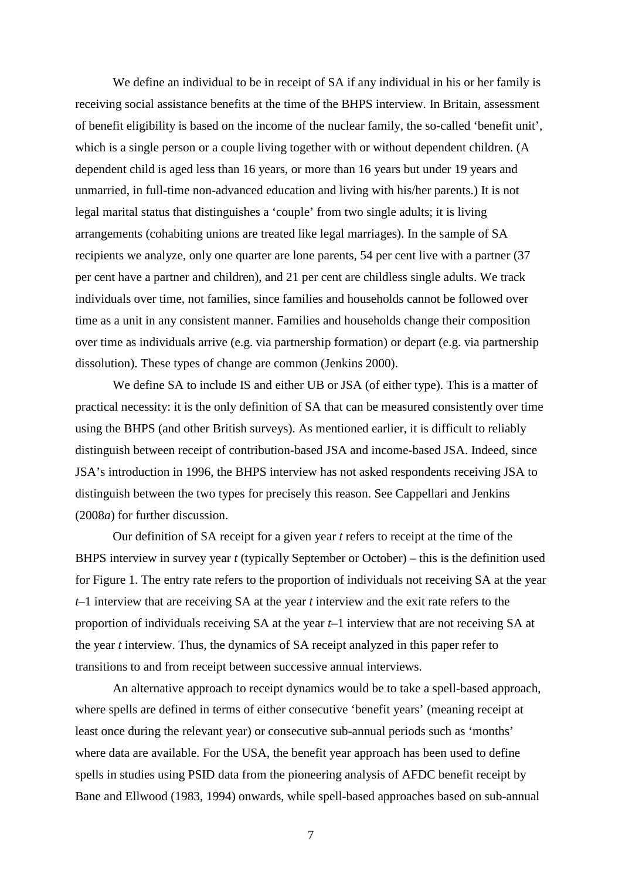We define an individual to be in receipt of SA if any individual in his or her family is receiving social assistance benefits at the time of the BHPS interview. In Britain, assessment of benefit eligibility is based on the income of the nuclear family, the so-called 'benefit unit', which is a single person or a couple living together with or without dependent children. (A dependent child is aged less than 16 years, or more than 16 years but under 19 years and unmarried, in full-time non-advanced education and living with his/her parents.) It is not legal marital status that distinguishes a 'couple' from two single adults; it is living arrangements (cohabiting unions are treated like legal marriages). In the sample of SA recipients we analyze, only one quarter are lone parents, 54 per cent live with a partner (37 per cent have a partner and children), and 21 per cent are childless single adults. We track individuals over time, not families, since families and households cannot be followed over time as a unit in any consistent manner. Families and households change their composition over time as individuals arrive (e.g. via partnership formation) or depart (e.g. via partnership dissolution). These types of change are common (Jenkins 2000).

We define SA to include IS and either UB or JSA (of either type). This is a matter of practical necessity: it is the only definition of SA that can be measured consistently over time using the BHPS (and other British surveys). As mentioned earlier, it is difficult to reliably distinguish between receipt of contribution-based JSA and income-based JSA. Indeed, since JSA's introduction in 1996, the BHPS interview has not asked respondents receiving JSA to distinguish between the two types for precisely this reason. See Cappellari and Jenkins (2008*a*) for further discussion.

Our definition of SA receipt for a given year $t$ refers to receipt at the time of the BHPS interview in survey year $t$ (typically September or October) – this is the definition used for Figure 1. The entry rate refers to the proportion of individuals not receiving SA at the year $t$–1 interview that are receiving SA at the year $t$ interview and the exit rate refers to the proportion of individuals receiving SA at the year $t$–1 interview that are not receiving SA at the year $t$ interview. Thus, the dynamics of SA receipt analyzed in this paper refer to transitions to and from receipt between successive annual interviews.

An alternative approach to receipt dynamics would be to take a spell-based approach, where spells are defined in terms of either consecutive 'benefit years' (meaning receipt at least once during the relevant year) or consecutive sub-annual periods such as 'months' where data are available. For the USA, the benefit year approach has been used to define spells in studies using PSID data from the pioneering analysis of AFDC benefit receipt by Bane and Ellwood (1983, 1994) onwards, while spell-based approaches based on sub-annual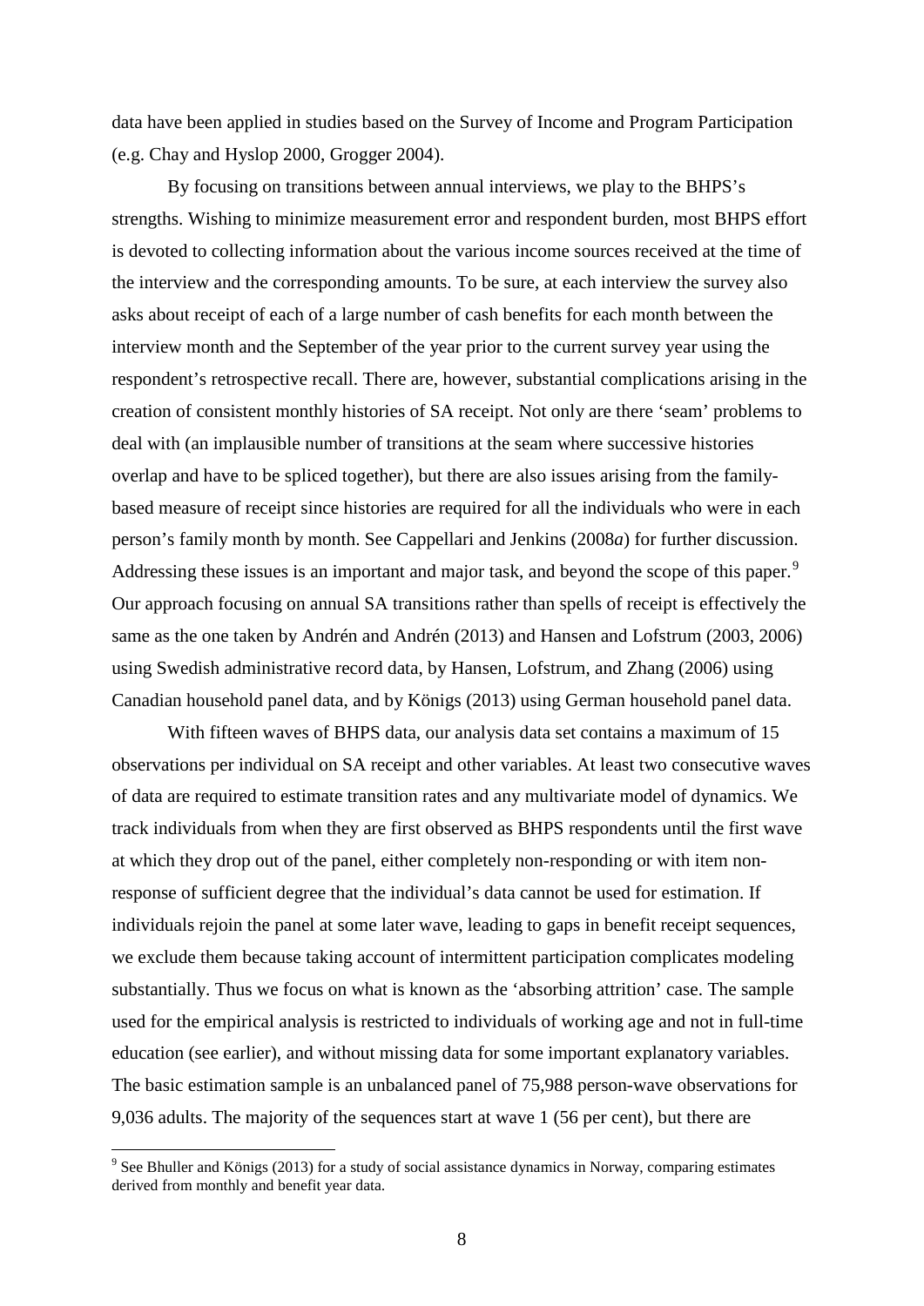data have been applied in studies based on the Survey of Income and Program Participation (e.g. Chay and Hyslop 2000, Grogger 2004).

By focusing on transitions between annual interviews, we play to the BHPS's strengths. Wishing to minimize measurement error and respondent burden, most BHPS effort is devoted to collecting information about the various income sources received at the time of the interview and the corresponding amounts. To be sure, at each interview the survey also asks about receipt of each of a large number of cash benefits for each month between the interview month and the September of the year prior to the current survey year using the respondent's retrospective recall. There are, however, substantial complications arising in the creation of consistent monthly histories of SA receipt. Not only are there 'seam' problems to deal with (an implausible number of transitions at the seam where successive histories overlap and have to be spliced together), but there are also issues arising from the family-based measure of receipt since histories are required for all the individuals who were in each person's family month by month. See Cappellari and Jenkins (2008*a*) for further discussion. Addressing these issues is an important and major task, and beyond the scope of this paper.[9] Our approach focusing on annual SA transitions rather than spells of receipt is effectively the same as the one taken by Andrén and Andrén (2013) and Hansen and Lofstrum (2003, 2006) using Swedish administrative record data, by Hansen, Lofstrum, and Zhang (2006) using Canadian household panel data, and by Königs (2013) using German household panel data.

With fifteen waves of BHPS data, our analysis data set contains a maximum of 15 observations per individual on SA receipt and other variables. At least two consecutive waves of data are required to estimate transition rates and any multivariate model of dynamics. We track individuals from when they are first observed as BHPS respondents until the first wave at which they drop out of the panel, either completely non-responding or with item non-response of sufficient degree that the individual's data cannot be used for estimation. If individuals rejoin the panel at some later wave, leading to gaps in benefit receipt sequences, we exclude them because taking account of intermittent participation complicates modeling substantially. Thus we focus on what is known as the 'absorbing attrition' case. The sample used for the empirical analysis is restricted to individuals of working age and not in full-time education (see earlier), and without missing data for some important explanatory variables. The basic estimation sample is an unbalanced panel of 75,988 person-wave observations for 9,036 adults. The majority of the sequences start at wave 1 (56 per cent), but there are

[9] See Bhuller and Königs (2013) for a study of social assistance dynamics in Norway, comparing estimates derived from monthly and benefit year data.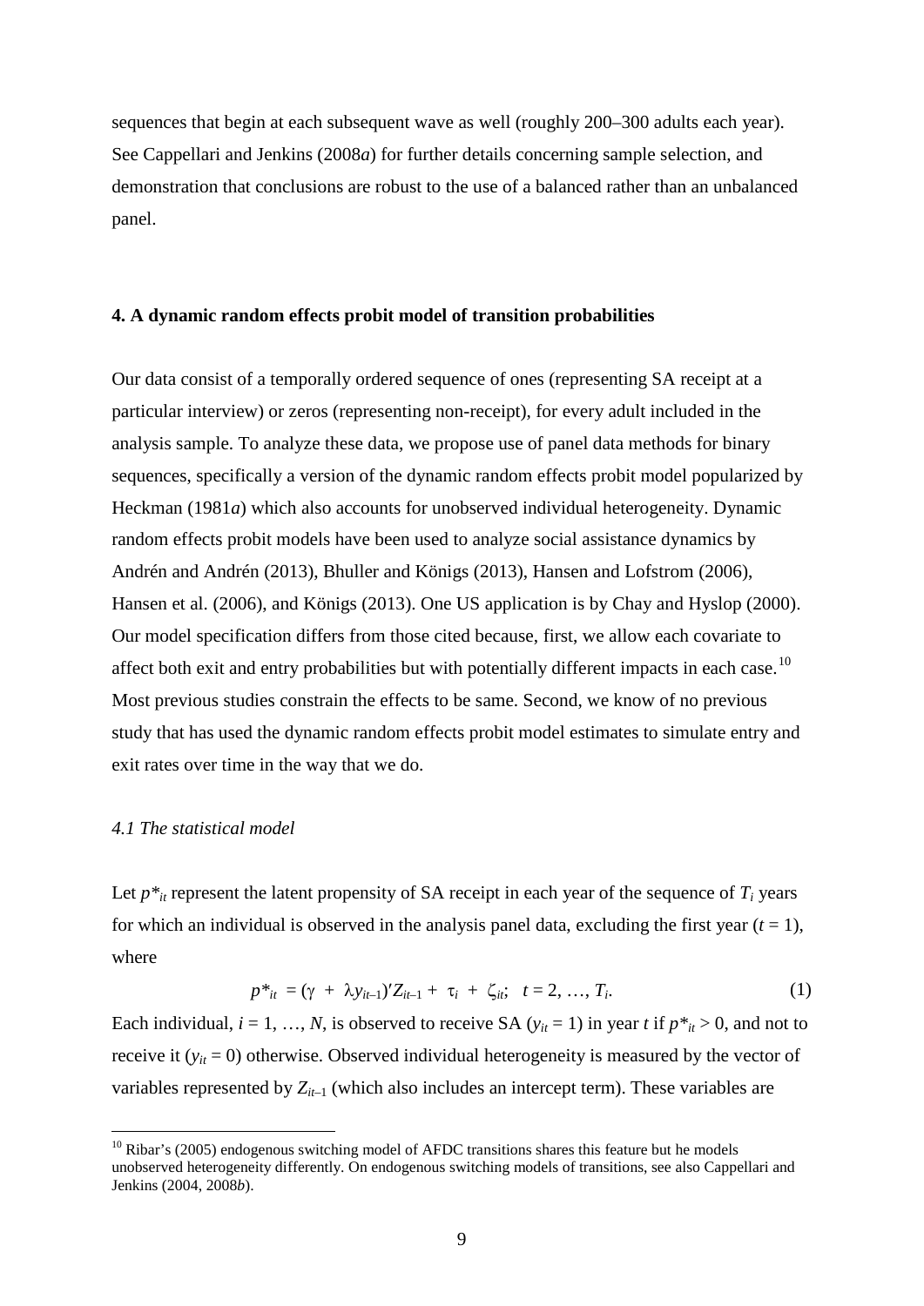sequences that begin at each subsequent wave as well (roughly 200–300 adults each year). See Cappellari and Jenkins (2008*a*) for further details concerning sample selection, and demonstration that conclusions are robust to the use of a balanced rather than an unbalanced panel.

## 4. A dynamic random effects probit model of transition probabilities

Our data consist of a temporally ordered sequence of ones (representing SA receipt at a particular interview) or zeros (representing non-receipt), for every adult included in the analysis sample. To analyze these data, we propose use of panel data methods for binary sequences, specifically a version of the dynamic random effects probit model popularized by Heckman (1981*a*) which also accounts for unobserved individual heterogeneity. Dynamic random effects probit models have been used to analyze social assistance dynamics by Andrén and Andrén (2013), Bhuller and Königs (2013), Hansen and Lofstrom (2006), Hansen et al. (2006), and Königs (2013). One US application is by Chay and Hyslop (2000). Our model specification differs from those cited because, first, we allow each covariate to affect both exit and entry probabilities but with potentially different impacts in each case.[10] Most previous studies constrain the effects to be same. Second, we know of no previous study that has used the dynamic random effects probit model estimates to simulate entry and exit rates over time in the way that we do.

### *4.1 The statistical model*

Let $p^*_{it}$ represent the latent propensity of SA receipt in each year of the sequence of $T_i$ years for which an individual is observed in the analysis panel data, excluding the first year ($t = 1$), where

$$p^*_{it} = (\gamma + \lambda y_{it-1})'Z_{it-1} + \tau_i + \zeta_{it}; \quad t = 2, \ldots, T_i. \tag{1}$$

Each individual, $i = 1, \ldots, N$, is observed to receive SA ($y_{it} = 1$) in year $t$ if $p^*_{it} > 0$, and not to receive it ($y_{it} = 0$) otherwise. Observed individual heterogeneity is measured by the vector of variables represented by $Z_{it-1}$ (which also includes an intercept term). These variables are

[10] Ribar's (2005) endogenous switching model of AFDC transitions shares this feature but he models unobserved heterogeneity differently. On endogenous switching models of transitions, see also Cappellari and Jenkins (2004, 2008*b*).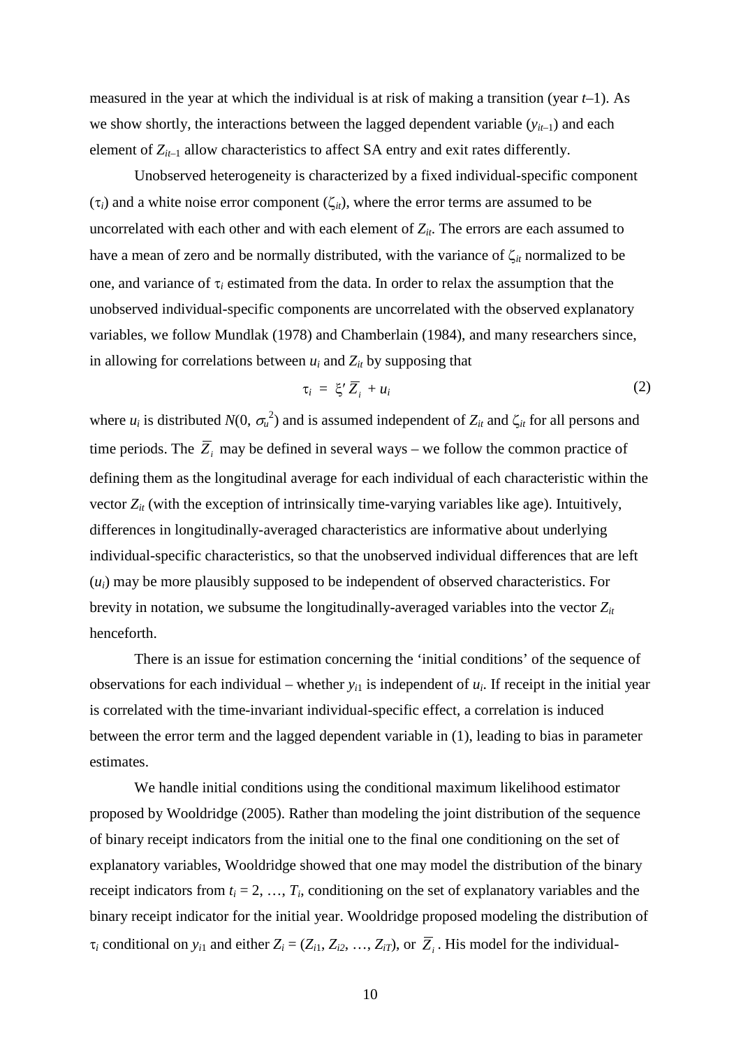measured in the year at which the individual is at risk of making a transition (year $t$–1). As we show shortly, the interactions between the lagged dependent variable ($y_{it-1}$) and each element of $Z_{it-1}$ allow characteristics to affect SA entry and exit rates differently.

Unobserved heterogeneity is characterized by a fixed individual-specific component ($\tau_i$) and a white noise error component ($\zeta_{it}$), where the error terms are assumed to be uncorrelated with each other and with each element of $Z_{it}$. The errors are each assumed to have a mean of zero and be normally distributed, with the variance of $\zeta_{it}$ normalized to be one, and variance of $\tau_i$ estimated from the data. In order to relax the assumption that the unobserved individual-specific components are uncorrelated with the observed explanatory variables, we follow Mundlak (1978) and Chamberlain (1984), and many researchers since, in allowing for correlations between $u_i$ and $Z_{it}$ by supposing that

$$\tau_i = \xi' \overline{Z}_i + u_i \tag{2}$$

where $u_i$ is distributed $N(0, \sigma_u^2)$ and is assumed independent of $Z_{it}$ and $\zeta_{it}$ for all persons and time periods. The $\overline{Z}_i$ may be defined in several ways – we follow the common practice of defining them as the longitudinal average for each individual of each characteristic within the vector $Z_{it}$ (with the exception of intrinsically time-varying variables like age). Intuitively, differences in longitudinally-averaged characteristics are informative about underlying individual-specific characteristics, so that the unobserved individual differences that are left ($u_i$) may be more plausibly supposed to be independent of observed characteristics. For brevity in notation, we subsume the longitudinally-averaged variables into the vector $Z_{it}$ henceforth.

There is an issue for estimation concerning the 'initial conditions' of the sequence of observations for each individual – whether $y_{i1}$ is independent of $u_i$. If receipt in the initial year is correlated with the time-invariant individual-specific effect, a correlation is induced between the error term and the lagged dependent variable in (1), leading to bias in parameter estimates.

We handle initial conditions using the conditional maximum likelihood estimator proposed by Wooldridge (2005). Rather than modeling the joint distribution of the sequence of binary receipt indicators from the initial one to the final one conditioning on the set of explanatory variables, Wooldridge showed that one may model the distribution of the binary receipt indicators from $t_i = 2, \ldots, T_i$, conditioning on the set of explanatory variables and the binary receipt indicator for the initial year. Wooldridge proposed modeling the distribution of $\tau_i$ conditional on $y_{i1}$ and either $Z_i = (Z_{i1}, Z_{i2}, \ldots, Z_{iT})$, or $\overline{Z}_i$. His model for the individual-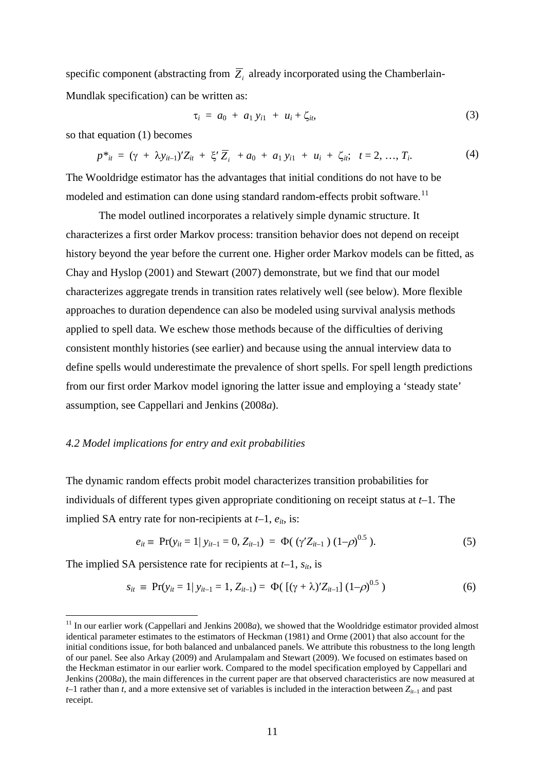specific component (abstracting from $\overline{Z}_i$ already incorporated using the Chamberlain-Mundlak specification) can be written as:

$$\tau_i = a_0 + a_1 y_{i1} + u_i + \zeta_{it}, \tag{3}$$

so that equation (1) becomes

$$p^*_{it} = (\gamma + \lambda y_{it-1})' Z_{it} + \xi' \overline{Z}_i + a_0 + a_1 y_{i1} + u_i + \zeta_{it}; \quad t = 2, \ldots, T_i. \tag{4}$$

The Wooldridge estimator has the advantages that initial conditions do not have to be modeled and estimation can done using standard random-effects probit software.[11]

The model outlined incorporates a relatively simple dynamic structure. It characterizes a first order Markov process: transition behavior does not depend on receipt history beyond the year before the current one. Higher order Markov models can be fitted, as Chay and Hyslop (2001) and Stewart (2007) demonstrate, but we find that our model characterizes aggregate trends in transition rates relatively well (see below). More flexible approaches to duration dependence can also be modeled using survival analysis methods applied to spell data. We eschew those methods because of the difficulties of deriving consistent monthly histories (see earlier) and because using the annual interview data to define spells would underestimate the prevalence of short spells. For spell length predictions from our first order Markov model ignoring the latter issue and employing a 'steady state' assumption, see Cappellari and Jenkins (2008*a*).

### *4.2 Model implications for entry and exit probabilities*

The dynamic random effects probit model characterizes transition probabilities for individuals of different types given appropriate conditioning on receipt status at $t$–1. The implied SA entry rate for non-recipients at $t$–1, $e_{it}$, is:

$$e_{it} \equiv \Pr(y_{it} = 1 | \, y_{it-1} = 0, Z_{it-1}) = \Phi( (\gamma' Z_{it-1}) (1-\rho)^{0.5} ). \tag{5}$$

The implied SA persistence rate for recipients at $t$–1, $s_{it}$, is

$$s_{it} \equiv \Pr(y_{it} = 1 | \, y_{it-1} = 1, Z_{it-1}) = \Phi( [(\gamma + \lambda)' Z_{it-1}] (1-\rho)^{0.5} ) \tag{6}$$

[11] In our earlier work (Cappellari and Jenkins 2008*a*), we showed that the Wooldridge estimator provided almost identical parameter estimates to the estimators of Heckman (1981) and Orme (2001) that also account for the initial conditions issue, for both balanced and unbalanced panels. We attribute this robustness to the long length of our panel. See also Arkay (2009) and Arulampalam and Stewart (2009). We focused on estimates based on the Heckman estimator in our earlier work. Compared to the model specification employed by Cappellari and Jenkins (2008*a*), the main differences in the current paper are that observed characteristics are now measured at $t$–1 rather than $t$, and a more extensive set of variables is included in the interaction between $Z_{it-1}$ and past receipt.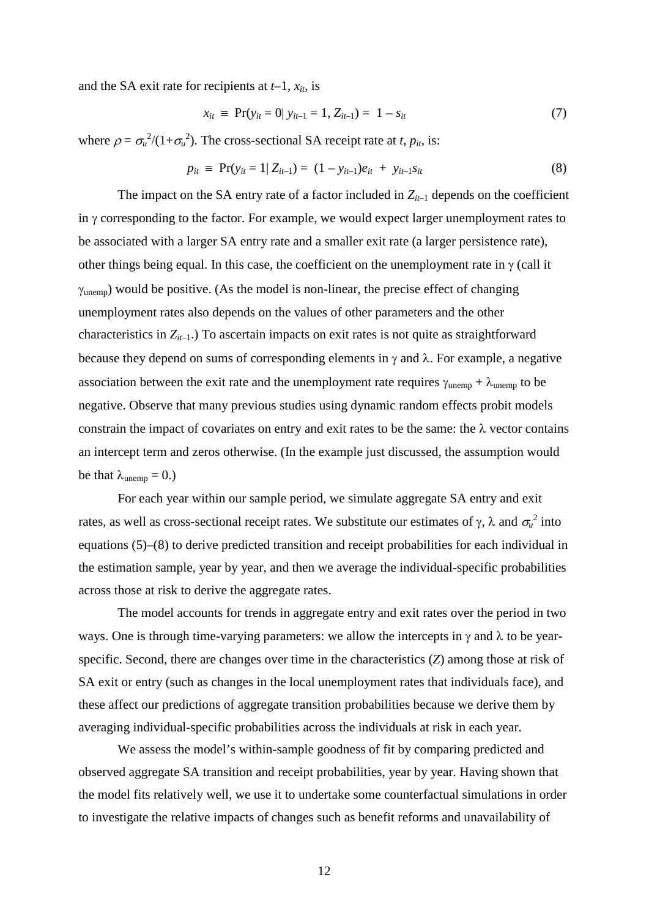and the SA exit rate for recipients at $t$–1, $x_{it}$, is

$$x_{it} \equiv \Pr(y_{it} = 0 | y_{it-1} = 1, Z_{it-1}) = 1 - s_{it} \tag{7}$$

where $\rho = \sigma_u^2/(1+\sigma_u^2)$. The cross-sectional SA receipt rate at $t$, $p_{it}$, is:

$$p_{it} \equiv \Pr(y_{it} = 1 | Z_{it-1}) = (1 - y_{it-1})e_{it} + y_{it-1}s_{it} \tag{8}$$

The impact on the SA entry rate of a factor included in $Z_{it-1}$ depends on the coefficient in $\gamma$ corresponding to the factor. For example, we would expect larger unemployment rates to be associated with a larger SA entry rate and a smaller exit rate (a larger persistence rate), other things being equal. In this case, the coefficient on the unemployment rate in $\gamma$ (call it $\gamma_{\text{unemp}}$) would be positive. (As the model is non-linear, the precise effect of changing unemployment rates also depends on the values of other parameters and the other characteristics in $Z_{it-1}$.) To ascertain impacts on exit rates is not quite as straightforward because they depend on sums of corresponding elements in $\gamma$ and $\lambda$. For example, a negative association between the exit rate and the unemployment rate requires $\gamma_{\text{unemp}} + \lambda_{\text{unemp}}$ to be negative. Observe that many previous studies using dynamic random effects probit models constrain the impact of covariates on entry and exit rates to be the same: the $\lambda$ vector contains an intercept term and zeros otherwise. (In the example just discussed, the assumption would be that $\lambda_{\text{unemp}} = 0$.)

For each year within our sample period, we simulate aggregate SA entry and exit rates, as well as cross-sectional receipt rates. We substitute our estimates of $\gamma$, $\lambda$ and $\sigma_u^2$ into equations (5)–(8) to derive predicted transition and receipt probabilities for each individual in the estimation sample, year by year, and then we average the individual-specific probabilities across those at risk to derive the aggregate rates.

The model accounts for trends in aggregate entry and exit rates over the period in two ways. One is through time-varying parameters: we allow the intercepts in $\gamma$ and $\lambda$ to be year-specific. Second, there are changes over time in the characteristics ($Z$) among those at risk of SA exit or entry (such as changes in the local unemployment rates that individuals face), and these affect our predictions of aggregate transition probabilities because we derive them by averaging individual-specific probabilities across the individuals at risk in each year.

We assess the model's within-sample goodness of fit by comparing predicted and observed aggregate SA transition and receipt probabilities, year by year. Having shown that the model fits relatively well, we use it to undertake some counterfactual simulations in order to investigate the relative impacts of changes such as benefit reforms and unavailability of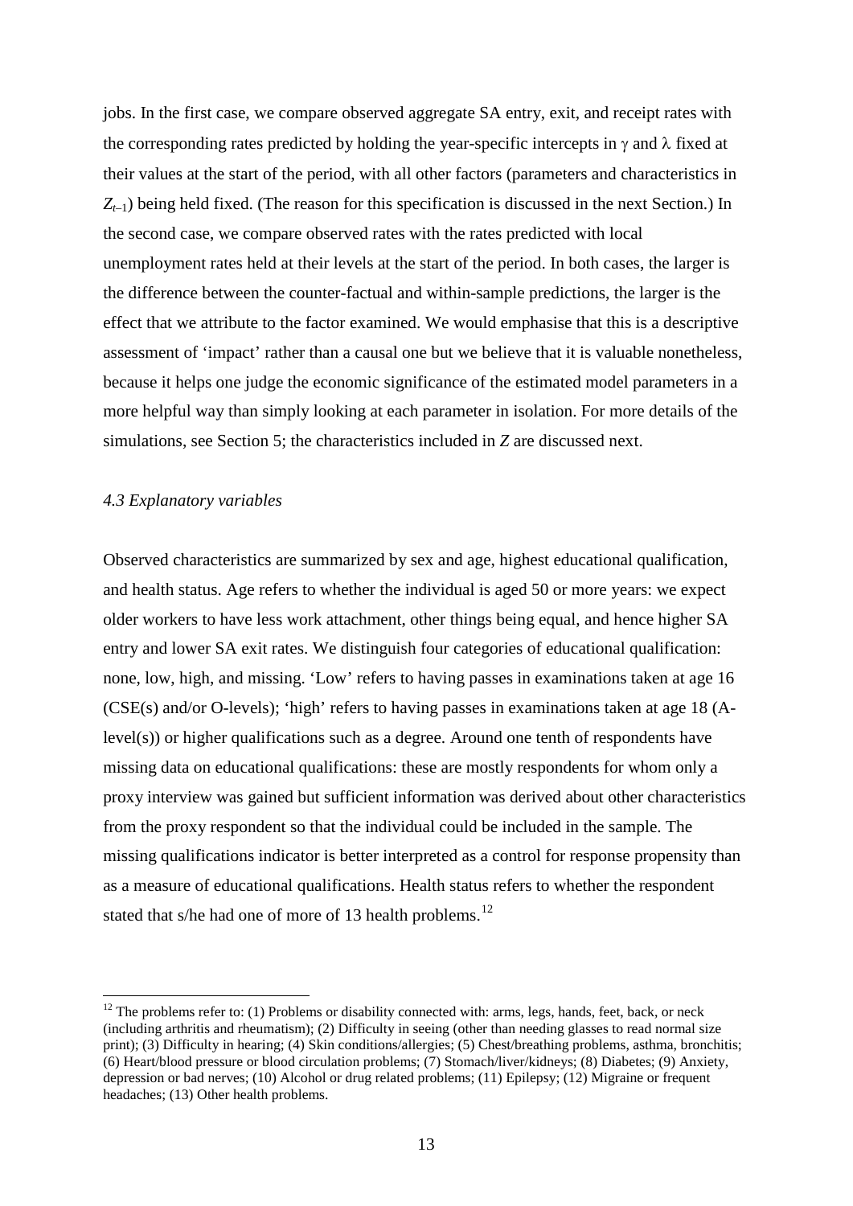jobs. In the first case, we compare observed aggregate SA entry, exit, and receipt rates with the corresponding rates predicted by holding the year-specific intercepts in $\gamma$ and $\lambda$ fixed at their values at the start of the period, with all other factors (parameters and characteristics in $Z_{t-1}$) being held fixed. (The reason for this specification is discussed in the next Section.) In the second case, we compare observed rates with the rates predicted with local unemployment rates held at their levels at the start of the period. In both cases, the larger is the difference between the counter-factual and within-sample predictions, the larger is the effect that we attribute to the factor examined. We would emphasise that this is a descriptive assessment of 'impact' rather than a causal one but we believe that it is valuable nonetheless, because it helps one judge the economic significance of the estimated model parameters in a more helpful way than simply looking at each parameter in isolation. For more details of the simulations, see Section 5; the characteristics included in *Z* are discussed next.

### *4.3 Explanatory variables*

Observed characteristics are summarized by sex and age, highest educational qualification, and health status. Age refers to whether the individual is aged 50 or more years: we expect older workers to have less work attachment, other things being equal, and hence higher SA entry and lower SA exit rates. We distinguish four categories of educational qualification: none, low, high, and missing. 'Low' refers to having passes in examinations taken at age 16 (CSE(s) and/or O-levels); 'high' refers to having passes in examinations taken at age 18 (A-level(s)) or higher qualifications such as a degree. Around one tenth of respondents have missing data on educational qualifications: these are mostly respondents for whom only a proxy interview was gained but sufficient information was derived about other characteristics from the proxy respondent so that the individual could be included in the sample. The missing qualifications indicator is better interpreted as a control for response propensity than as a measure of educational qualifications. Health status refers to whether the respondent stated that s/he had one of more of 13 health problems.[12]

[12] The problems refer to: (1) Problems or disability connected with: arms, legs, hands, feet, back, or neck (including arthritis and rheumatism); (2) Difficulty in seeing (other than needing glasses to read normal size print); (3) Difficulty in hearing; (4) Skin conditions/allergies; (5) Chest/breathing problems, asthma, bronchitis; (6) Heart/blood pressure or blood circulation problems; (7) Stomach/liver/kidneys; (8) Diabetes; (9) Anxiety, depression or bad nerves; (10) Alcohol or drug related problems; (11) Epilepsy; (12) Migraine or frequent headaches; (13) Other health problems.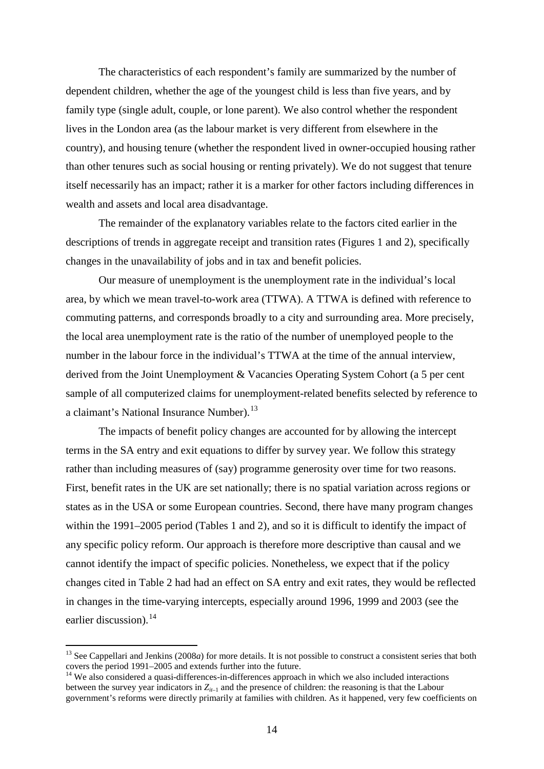The characteristics of each respondent's family are summarized by the number of dependent children, whether the age of the youngest child is less than five years, and by family type (single adult, couple, or lone parent). We also control whether the respondent lives in the London area (as the labour market is very different from elsewhere in the country), and housing tenure (whether the respondent lived in owner-occupied housing rather than other tenures such as social housing or renting privately). We do not suggest that tenure itself necessarily has an impact; rather it is a marker for other factors including differences in wealth and assets and local area disadvantage.

The remainder of the explanatory variables relate to the factors cited earlier in the descriptions of trends in aggregate receipt and transition rates (Figures 1 and 2), specifically changes in the unavailability of jobs and in tax and benefit policies.

Our measure of unemployment is the unemployment rate in the individual's local area, by which we mean travel-to-work area (TTWA). A TTWA is defined with reference to commuting patterns, and corresponds broadly to a city and surrounding area. More precisely, the local area unemployment rate is the ratio of the number of unemployed people to the number in the labour force in the individual's TTWA at the time of the annual interview, derived from the Joint Unemployment & Vacancies Operating System Cohort (a 5 per cent sample of all computerized claims for unemployment-related benefits selected by reference to a claimant's National Insurance Number).[13]

The impacts of benefit policy changes are accounted for by allowing the intercept terms in the SA entry and exit equations to differ by survey year. We follow this strategy rather than including measures of (say) programme generosity over time for two reasons. First, benefit rates in the UK are set nationally; there is no spatial variation across regions or states as in the USA or some European countries. Second, there have many program changes within the 1991–2005 period (Tables 1 and 2), and so it is difficult to identify the impact of any specific policy reform. Our approach is therefore more descriptive than causal and we cannot identify the impact of specific policies. Nonetheless, we expect that if the policy changes cited in Table 2 had had an effect on SA entry and exit rates, they would be reflected in changes in the time-varying intercepts, especially around 1996, 1999 and 2003 (see the earlier discussion).[14]

[13] See Cappellari and Jenkins (2008*a*) for more details. It is not possible to construct a consistent series that both covers the period 1991–2005 and extends further into the future.

[14] We also considered a quasi-differences-in-differences approach in which we also included interactions between the survey year indicators in $Z_{it-1}$ and the presence of children: the reasoning is that the Labour government's reforms were directly primarily at families with children. As it happened, very few coefficients on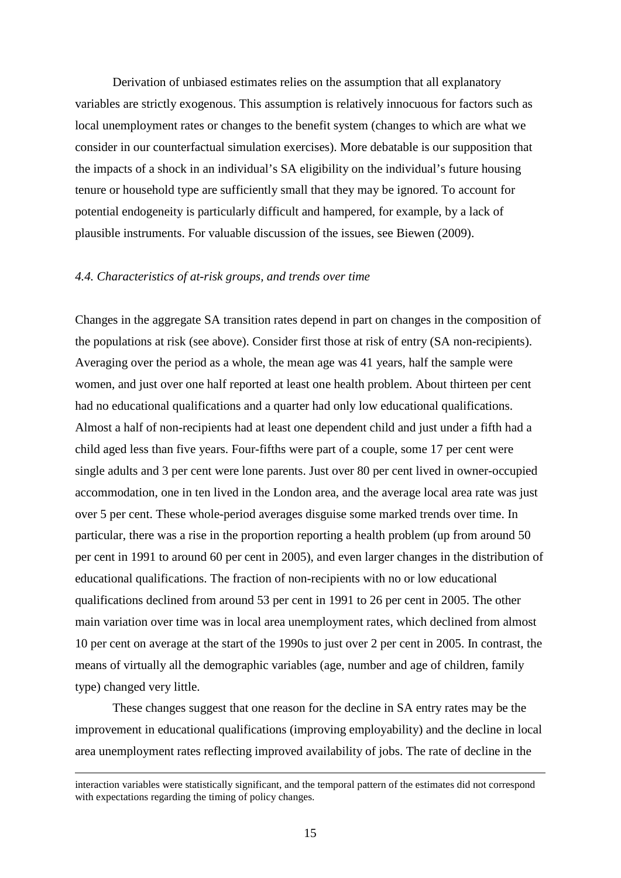Derivation of unbiased estimates relies on the assumption that all explanatory variables are strictly exogenous. This assumption is relatively innocuous for factors such as local unemployment rates or changes to the benefit system (changes to which are what we consider in our counterfactual simulation exercises). More debatable is our supposition that the impacts of a shock in an individual's SA eligibility on the individual's future housing tenure or household type are sufficiently small that they may be ignored. To account for potential endogeneity is particularly difficult and hampered, for example, by a lack of plausible instruments. For valuable discussion of the issues, see Biewen (2009).

### *4.4. Characteristics of at-risk groups, and trends over time*

Changes in the aggregate SA transition rates depend in part on changes in the composition of the populations at risk (see above). Consider first those at risk of entry (SA non-recipients). Averaging over the period as a whole, the mean age was 41 years, half the sample were women, and just over one half reported at least one health problem. About thirteen per cent had no educational qualifications and a quarter had only low educational qualifications. Almost a half of non-recipients had at least one dependent child and just under a fifth had a child aged less than five years. Four-fifths were part of a couple, some 17 per cent were single adults and 3 per cent were lone parents. Just over 80 per cent lived in owner-occupied accommodation, one in ten lived in the London area, and the average local area rate was just over 5 per cent. These whole-period averages disguise some marked trends over time. In particular, there was a rise in the proportion reporting a health problem (up from around 50 per cent in 1991 to around 60 per cent in 2005), and even larger changes in the distribution of educational qualifications. The fraction of non-recipients with no or low educational qualifications declined from around 53 per cent in 1991 to 26 per cent in 2005. The other main variation over time was in local area unemployment rates, which declined from almost 10 per cent on average at the start of the 1990s to just over 2 per cent in 2005. In contrast, the means of virtually all the demographic variables (age, number and age of children, family type) changed very little.

These changes suggest that one reason for the decline in SA entry rates may be the improvement in educational qualifications (improving employability) and the decline in local area unemployment rates reflecting improved availability of jobs. The rate of decline in the

---

interaction variables were statistically significant, and the temporal pattern of the estimates did not correspond with expectations regarding the timing of policy changes.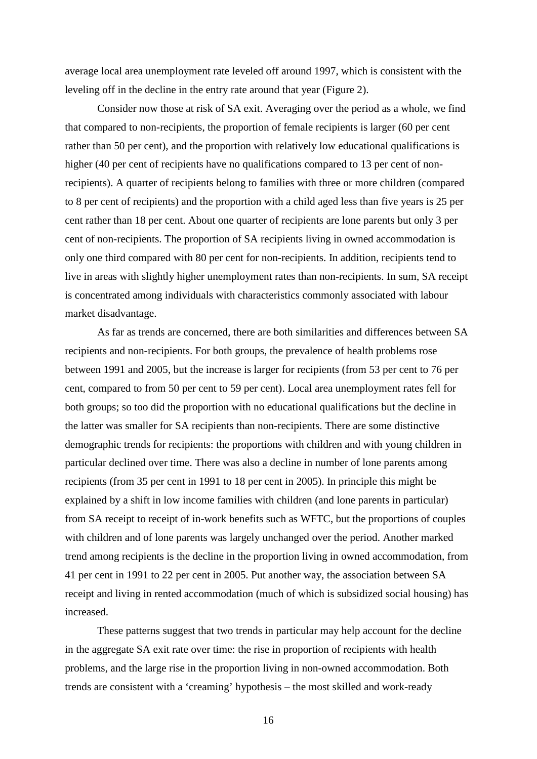average local area unemployment rate leveled off around 1997, which is consistent with the leveling off in the decline in the entry rate around that year (Figure 2).

Consider now those at risk of SA exit. Averaging over the period as a whole, we find that compared to non-recipients, the proportion of female recipients is larger (60 per cent rather than 50 per cent), and the proportion with relatively low educational qualifications is higher (40 per cent of recipients have no qualifications compared to 13 per cent of non-recipients). A quarter of recipients belong to families with three or more children (compared to 8 per cent of recipients) and the proportion with a child aged less than five years is 25 per cent rather than 18 per cent. About one quarter of recipients are lone parents but only 3 per cent of non-recipients. The proportion of SA recipients living in owned accommodation is only one third compared with 80 per cent for non-recipients. In addition, recipients tend to live in areas with slightly higher unemployment rates than non-recipients. In sum, SA receipt is concentrated among individuals with characteristics commonly associated with labour market disadvantage.

As far as trends are concerned, there are both similarities and differences between SA recipients and non-recipients. For both groups, the prevalence of health problems rose between 1991 and 2005, but the increase is larger for recipients (from 53 per cent to 76 per cent, compared to from 50 per cent to 59 per cent). Local area unemployment rates fell for both groups; so too did the proportion with no educational qualifications but the decline in the latter was smaller for SA recipients than non-recipients. There are some distinctive demographic trends for recipients: the proportions with children and with young children in particular declined over time. There was also a decline in number of lone parents among recipients (from 35 per cent in 1991 to 18 per cent in 2005). In principle this might be explained by a shift in low income families with children (and lone parents in particular) from SA receipt to receipt of in-work benefits such as WFTC, but the proportions of couples with children and of lone parents was largely unchanged over the period. Another marked trend among recipients is the decline in the proportion living in owned accommodation, from 41 per cent in 1991 to 22 per cent in 2005. Put another way, the association between SA receipt and living in rented accommodation (much of which is subsidized social housing) has increased.

These patterns suggest that two trends in particular may help account for the decline in the aggregate SA exit rate over time: the rise in proportion of recipients with health problems, and the large rise in the proportion living in non-owned accommodation. Both trends are consistent with a 'creaming' hypothesis – the most skilled and work-ready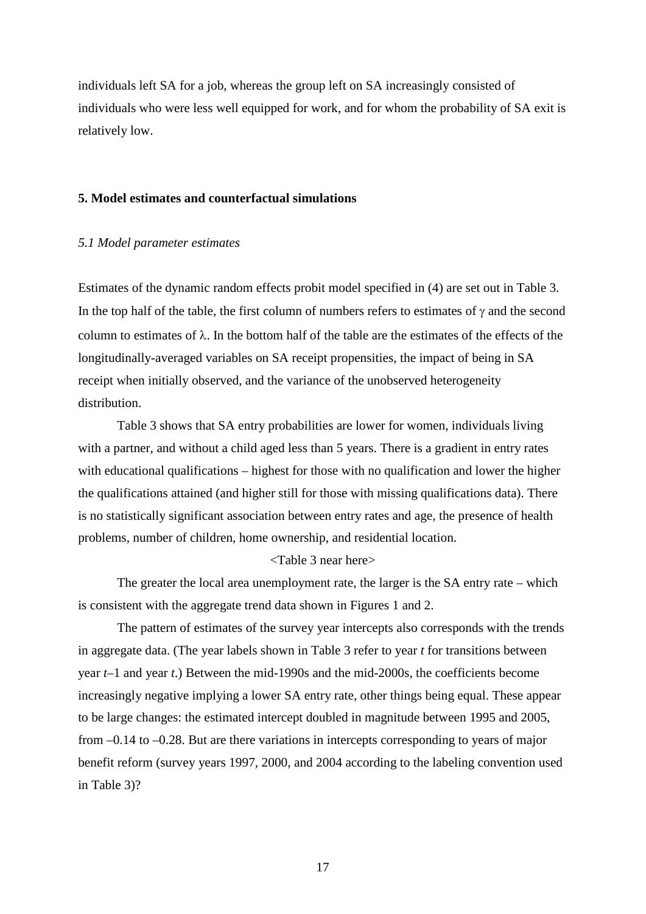individuals left SA for a job, whereas the group left on SA increasingly consisted of individuals who were less well equipped for work, and for whom the probability of SA exit is relatively low.

## 5. Model estimates and counterfactual simulations

### *5.1 Model parameter estimates*

Estimates of the dynamic random effects probit model specified in (4) are set out in Table 3. In the top half of the table, the first column of numbers refers to estimates of $\gamma$ and the second column to estimates of $\lambda$. In the bottom half of the table are the estimates of the effects of the longitudinally-averaged variables on SA receipt propensities, the impact of being in SA receipt when initially observed, and the variance of the unobserved heterogeneity distribution.

Table 3 shows that SA entry probabilities are lower for women, individuals living with a partner, and without a child aged less than 5 years. There is a gradient in entry rates with educational qualifications – highest for those with no qualification and lower the higher the qualifications attained (and higher still for those with missing qualifications data). There is no statistically significant association between entry rates and age, the presence of health problems, number of children, home ownership, and residential location.

<Table 3 near here>

The greater the local area unemployment rate, the larger is the SA entry rate – which is consistent with the aggregate trend data shown in Figures 1 and 2.

The pattern of estimates of the survey year intercepts also corresponds with the trends in aggregate data. (The year labels shown in Table 3 refer to year *t* for transitions between year *t*–1 and year *t*.) Between the mid-1990s and the mid-2000s, the coefficients become increasingly negative implying a lower SA entry rate, other things being equal. These appear to be large changes: the estimated intercept doubled in magnitude between 1995 and 2005, from –0.14 to –0.28. But are there variations in intercepts corresponding to years of major benefit reform (survey years 1997, 2000, and 2004 according to the labeling convention used in Table 3)?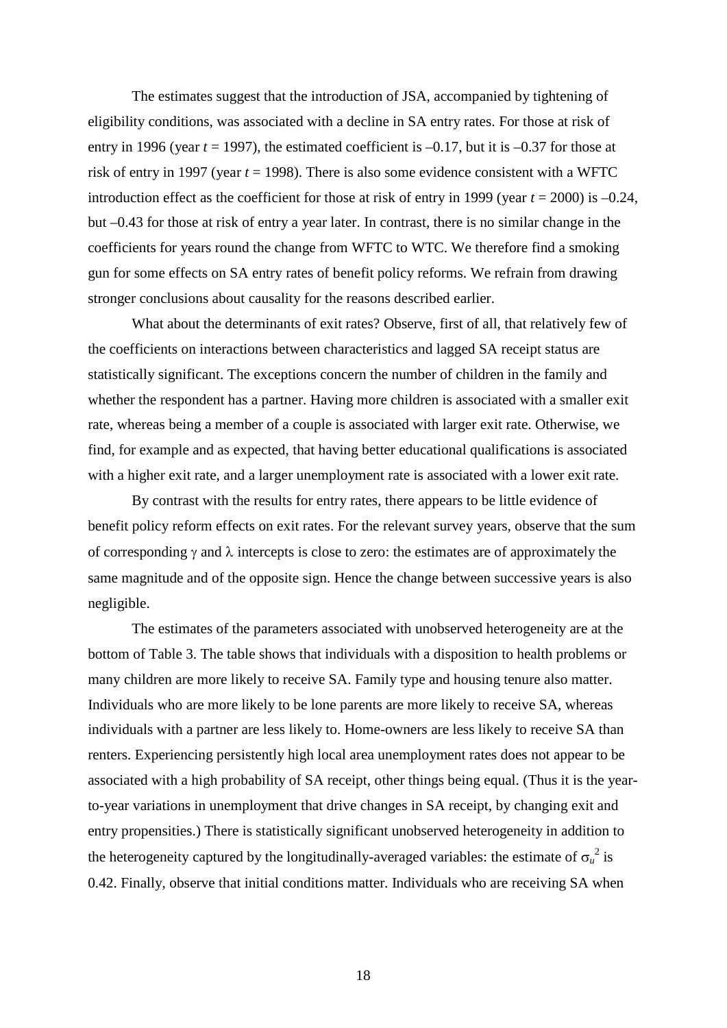The estimates suggest that the introduction of JSA, accompanied by tightening of eligibility conditions, was associated with a decline in SA entry rates. For those at risk of entry in 1996 (year $t$ = 1997), the estimated coefficient is –0.17, but it is –0.37 for those at risk of entry in 1997 (year $t$ = 1998). There is also some evidence consistent with a WFTC introduction effect as the coefficient for those at risk of entry in 1999 (year $t$ = 2000) is –0.24, but –0.43 for those at risk of entry a year later. In contrast, there is no similar change in the coefficients for years round the change from WFTC to WTC. We therefore find a smoking gun for some effects on SA entry rates of benefit policy reforms. We refrain from drawing stronger conclusions about causality for the reasons described earlier.

What about the determinants of exit rates? Observe, first of all, that relatively few of the coefficients on interactions between characteristics and lagged SA receipt status are statistically significant. The exceptions concern the number of children in the family and whether the respondent has a partner. Having more children is associated with a smaller exit rate, whereas being a member of a couple is associated with larger exit rate. Otherwise, we find, for example and as expected, that having better educational qualifications is associated with a higher exit rate, and a larger unemployment rate is associated with a lower exit rate.

By contrast with the results for entry rates, there appears to be little evidence of benefit policy reform effects on exit rates. For the relevant survey years, observe that the sum of corresponding $\gamma$ and $\lambda$ intercepts is close to zero: the estimates are of approximately the same magnitude and of the opposite sign. Hence the change between successive years is also negligible.

The estimates of the parameters associated with unobserved heterogeneity are at the bottom of Table 3. The table shows that individuals with a disposition to health problems or many children are more likely to receive SA. Family type and housing tenure also matter. Individuals who are more likely to be lone parents are more likely to receive SA, whereas individuals with a partner are less likely to. Home-owners are less likely to receive SA than renters. Experiencing persistently high local area unemployment rates does not appear to be associated with a high probability of SA receipt, other things being equal. (Thus it is the year-to-year variations in unemployment that drive changes in SA receipt, by changing exit and entry propensities.) There is statistically significant unobserved heterogeneity in addition to the heterogeneity captured by the longitudinally-averaged variables: the estimate of $\sigma_u^2$ is 0.42. Finally, observe that initial conditions matter. Individuals who are receiving SA when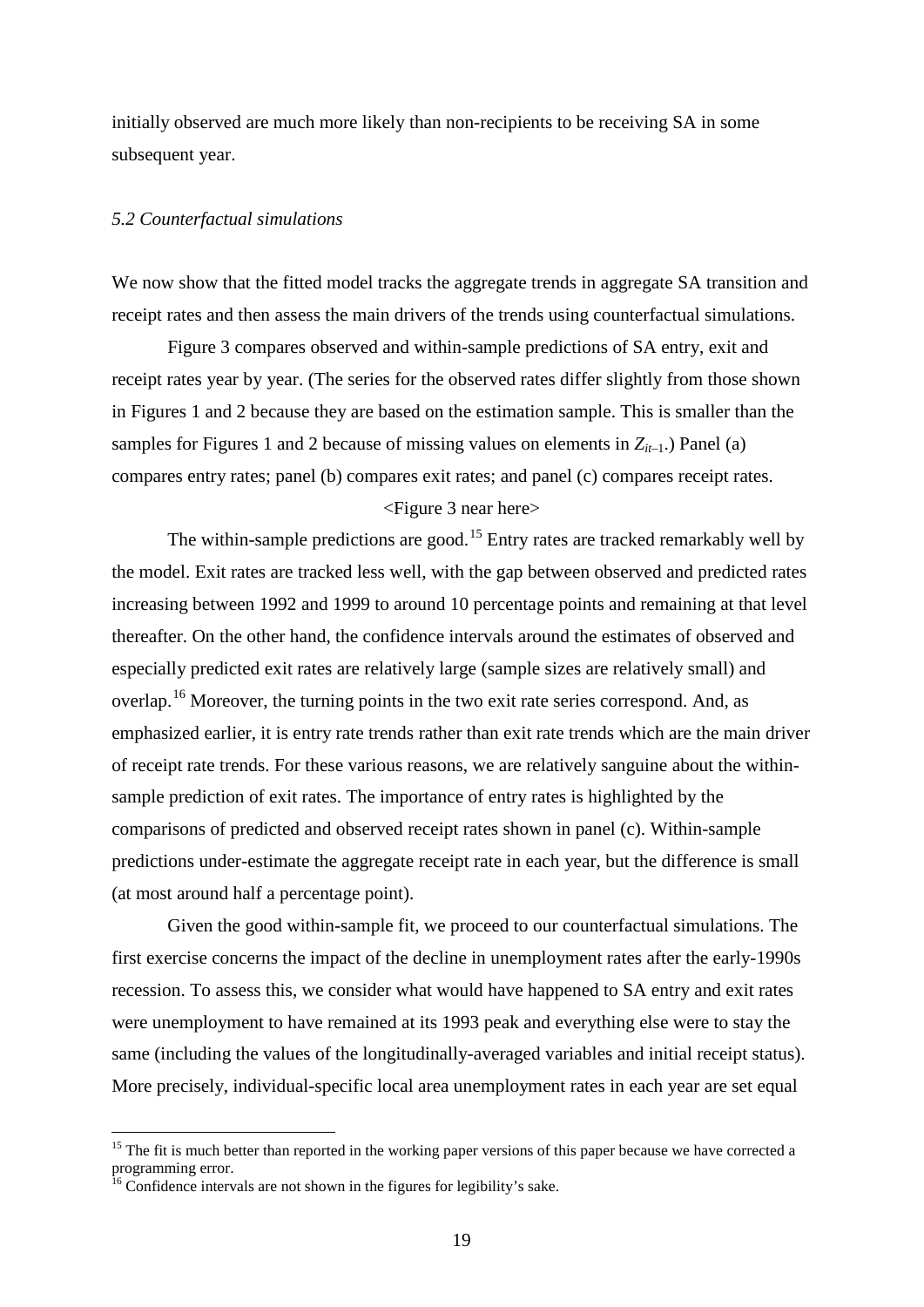initially observed are much more likely than non-recipients to be receiving SA in some subsequent year.

### *5.2 Counterfactual simulations*

We now show that the fitted model tracks the aggregate trends in aggregate SA transition and receipt rates and then assess the main drivers of the trends using counterfactual simulations.

Figure 3 compares observed and within-sample predictions of SA entry, exit and receipt rates year by year. (The series for the observed rates differ slightly from those shown in Figures 1 and 2 because they are based on the estimation sample. This is smaller than the samples for Figures 1 and 2 because of missing values on elements in $Z_{it-1}$.) Panel (a) compares entry rates; panel (b) compares exit rates; and panel (c) compares receipt rates.

<Figure 3 near here>

The within-sample predictions are good.[15] Entry rates are tracked remarkably well by the model. Exit rates are tracked less well, with the gap between observed and predicted rates increasing between 1992 and 1999 to around 10 percentage points and remaining at that level thereafter. On the other hand, the confidence intervals around the estimates of observed and especially predicted exit rates are relatively large (sample sizes are relatively small) and overlap.[16] Moreover, the turning points in the two exit rate series correspond. And, as emphasized earlier, it is entry rate trends rather than exit rate trends which are the main driver of receipt rate trends. For these various reasons, we are relatively sanguine about the within-sample prediction of exit rates. The importance of entry rates is highlighted by the comparisons of predicted and observed receipt rates shown in panel (c). Within-sample predictions under-estimate the aggregate receipt rate in each year, but the difference is small (at most around half a percentage point).

Given the good within-sample fit, we proceed to our counterfactual simulations. The first exercise concerns the impact of the decline in unemployment rates after the early-1990s recession. To assess this, we consider what would have happened to SA entry and exit rates were unemployment to have remained at its 1993 peak and everything else were to stay the same (including the values of the longitudinally-averaged variables and initial receipt status). More precisely, individual-specific local area unemployment rates in each year are set equal

[15] The fit is much better than reported in the working paper versions of this paper because we have corrected a programming error.

[16] Confidence intervals are not shown in the figures for legibility's sake.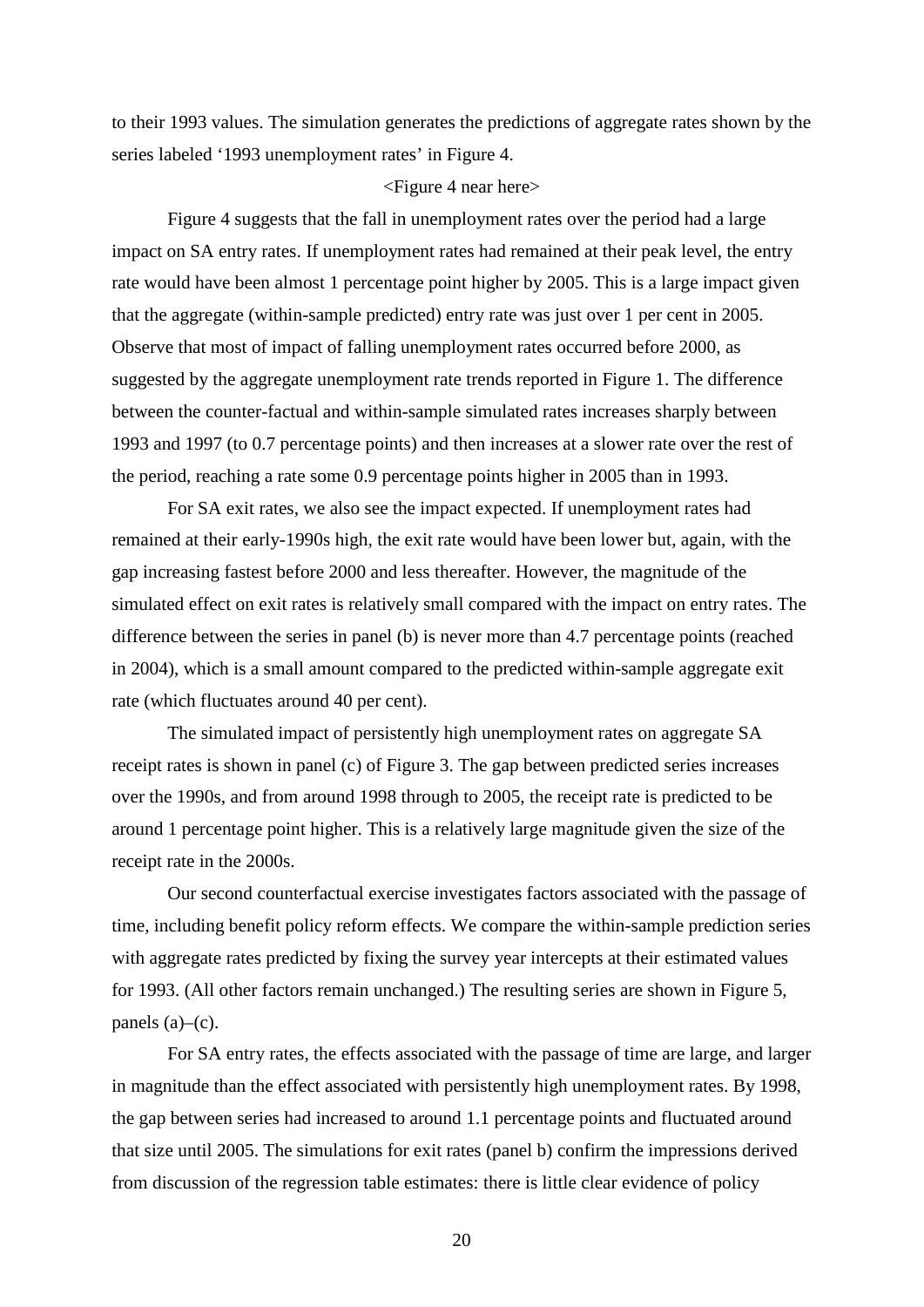to their 1993 values. The simulation generates the predictions of aggregate rates shown by the series labeled '1993 unemployment rates' in Figure 4.

<Figure 4 near here>

Figure 4 suggests that the fall in unemployment rates over the period had a large impact on SA entry rates. If unemployment rates had remained at their peak level, the entry rate would have been almost 1 percentage point higher by 2005. This is a large impact given that the aggregate (within-sample predicted) entry rate was just over 1 per cent in 2005. Observe that most of impact of falling unemployment rates occurred before 2000, as suggested by the aggregate unemployment rate trends reported in Figure 1. The difference between the counter-factual and within-sample simulated rates increases sharply between 1993 and 1997 (to 0.7 percentage points) and then increases at a slower rate over the rest of the period, reaching a rate some 0.9 percentage points higher in 2005 than in 1993.

For SA exit rates, we also see the impact expected. If unemployment rates had remained at their early-1990s high, the exit rate would have been lower but, again, with the gap increasing fastest before 2000 and less thereafter. However, the magnitude of the simulated effect on exit rates is relatively small compared with the impact on entry rates. The difference between the series in panel (b) is never more than 4.7 percentage points (reached in 2004), which is a small amount compared to the predicted within-sample aggregate exit rate (which fluctuates around 40 per cent).

The simulated impact of persistently high unemployment rates on aggregate SA receipt rates is shown in panel (c) of Figure 3. The gap between predicted series increases over the 1990s, and from around 1998 through to 2005, the receipt rate is predicted to be around 1 percentage point higher. This is a relatively large magnitude given the size of the receipt rate in the 2000s.

Our second counterfactual exercise investigates factors associated with the passage of time, including benefit policy reform effects. We compare the within-sample prediction series with aggregate rates predicted by fixing the survey year intercepts at their estimated values for 1993. (All other factors remain unchanged.) The resulting series are shown in Figure 5, panels (a)–(c).

For SA entry rates, the effects associated with the passage of time are large, and larger in magnitude than the effect associated with persistently high unemployment rates. By 1998, the gap between series had increased to around 1.1 percentage points and fluctuated around that size until 2005. The simulations for exit rates (panel b) confirm the impressions derived from discussion of the regression table estimates: there is little clear evidence of policy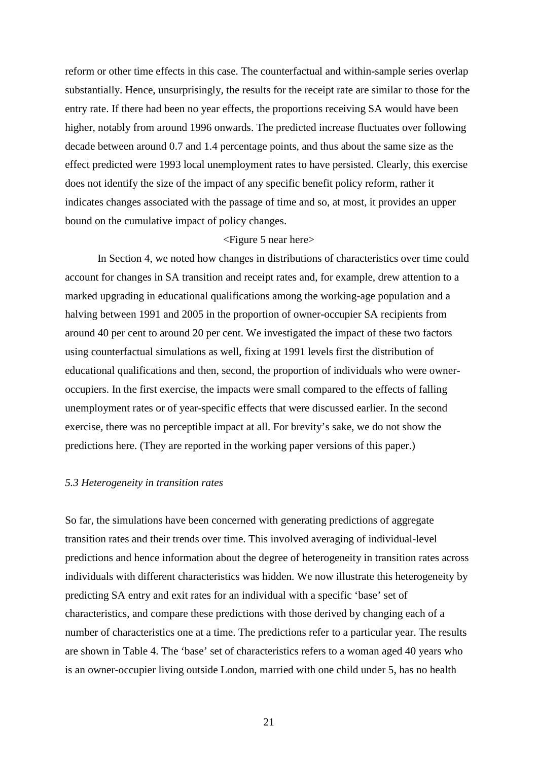reform or other time effects in this case. The counterfactual and within-sample series overlap substantially. Hence, unsurprisingly, the results for the receipt rate are similar to those for the entry rate. If there had been no year effects, the proportions receiving SA would have been higher, notably from around 1996 onwards. The predicted increase fluctuates over following decade between around 0.7 and 1.4 percentage points, and thus about the same size as the effect predicted were 1993 local unemployment rates to have persisted. Clearly, this exercise does not identify the size of the impact of any specific benefit policy reform, rather it indicates changes associated with the passage of time and so, at most, it provides an upper bound on the cumulative impact of policy changes.

<Figure 5 near here>

In Section 4, we noted how changes in distributions of characteristics over time could account for changes in SA transition and receipt rates and, for example, drew attention to a marked upgrading in educational qualifications among the working-age population and a halving between 1991 and 2005 in the proportion of owner-occupier SA recipients from around 40 per cent to around 20 per cent. We investigated the impact of these two factors using counterfactual simulations as well, fixing at 1991 levels first the distribution of educational qualifications and then, second, the proportion of individuals who were owner-occupiers. In the first exercise, the impacts were small compared to the effects of falling unemployment rates or of year-specific effects that were discussed earlier. In the second exercise, there was no perceptible impact at all. For brevity's sake, we do not show the predictions here. (They are reported in the working paper versions of this paper.)

### *5.3 Heterogeneity in transition rates*

So far, the simulations have been concerned with generating predictions of aggregate transition rates and their trends over time. This involved averaging of individual-level predictions and hence information about the degree of heterogeneity in transition rates across individuals with different characteristics was hidden. We now illustrate this heterogeneity by predicting SA entry and exit rates for an individual with a specific 'base' set of characteristics, and compare these predictions with those derived by changing each of a number of characteristics one at a time. The predictions refer to a particular year. The results are shown in Table 4. The 'base' set of characteristics refers to a woman aged 40 years who is an owner-occupier living outside London, married with one child under 5, has no health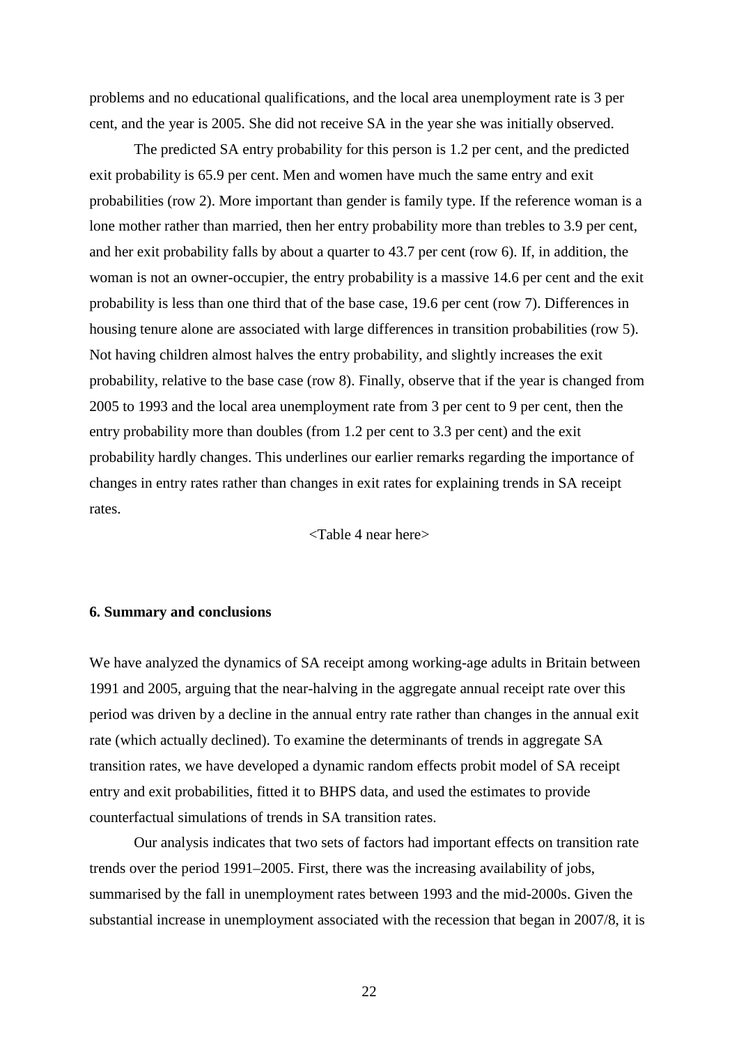problems and no educational qualifications, and the local area unemployment rate is 3 per cent, and the year is 2005. She did not receive SA in the year she was initially observed.

The predicted SA entry probability for this person is 1.2 per cent, and the predicted exit probability is 65.9 per cent. Men and women have much the same entry and exit probabilities (row 2). More important than gender is family type. If the reference woman is a lone mother rather than married, then her entry probability more than trebles to 3.9 per cent, and her exit probability falls by about a quarter to 43.7 per cent (row 6). If, in addition, the woman is not an owner-occupier, the entry probability is a massive 14.6 per cent and the exit probability is less than one third that of the base case, 19.6 per cent (row 7). Differences in housing tenure alone are associated with large differences in transition probabilities (row 5). Not having children almost halves the entry probability, and slightly increases the exit probability, relative to the base case (row 8). Finally, observe that if the year is changed from 2005 to 1993 and the local area unemployment rate from 3 per cent to 9 per cent, then the entry probability more than doubles (from 1.2 per cent to 3.3 per cent) and the exit probability hardly changes. This underlines our earlier remarks regarding the importance of changes in entry rates rather than changes in exit rates for explaining trends in SA receipt rates.

<Table 4 near here>

## 6. Summary and conclusions

We have analyzed the dynamics of SA receipt among working-age adults in Britain between 1991 and 2005, arguing that the near-halving in the aggregate annual receipt rate over this period was driven by a decline in the annual entry rate rather than changes in the annual exit rate (which actually declined). To examine the determinants of trends in aggregate SA transition rates, we have developed a dynamic random effects probit model of SA receipt entry and exit probabilities, fitted it to BHPS data, and used the estimates to provide counterfactual simulations of trends in SA transition rates.

Our analysis indicates that two sets of factors had important effects on transition rate trends over the period 1991–2005. First, there was the increasing availability of jobs, summarised by the fall in unemployment rates between 1993 and the mid-2000s. Given the substantial increase in unemployment associated with the recession that began in 2007/8, it is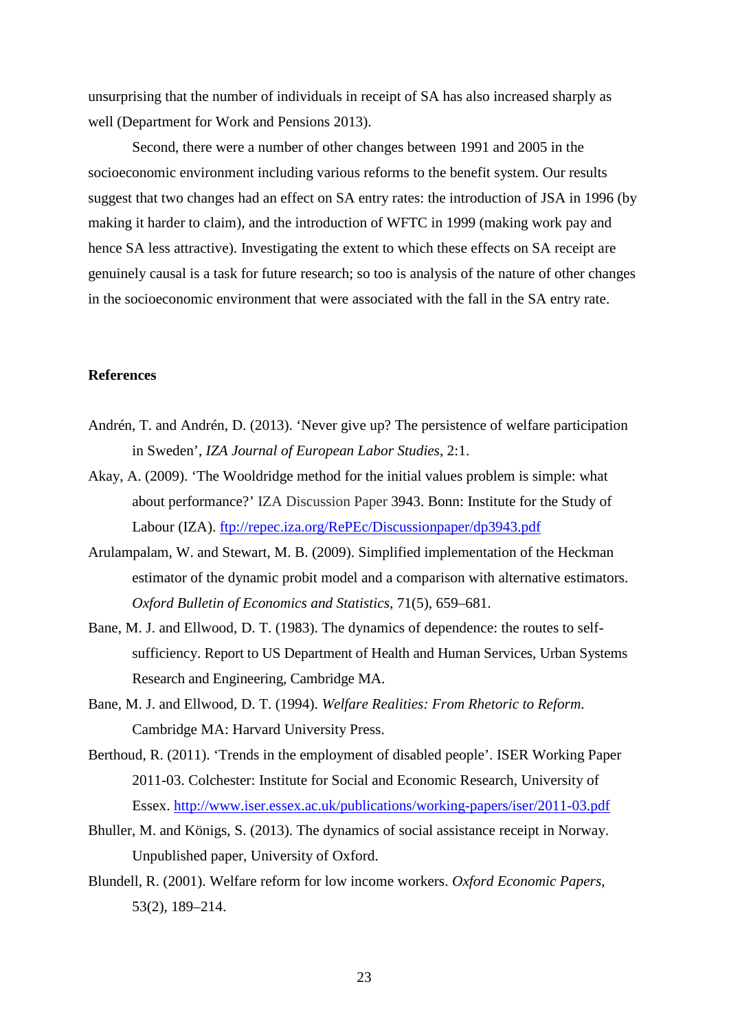unsurprising that the number of individuals in receipt of SA has also increased sharply as well (Department for Work and Pensions 2013).

Second, there were a number of other changes between 1991 and 2005 in the socioeconomic environment including various reforms to the benefit system. Our results suggest that two changes had an effect on SA entry rates: the introduction of JSA in 1996 (by making it harder to claim), and the introduction of WFTC in 1999 (making work pay and hence SA less attractive). Investigating the extent to which these effects on SA receipt are genuinely causal is a task for future research; so too is analysis of the nature of other changes in the socioeconomic environment that were associated with the fall in the SA entry rate.

## References

Andrén, T. and Andrén, D. (2013). 'Never give up? The persistence of welfare participation in Sweden', *IZA Journal of European Labor Studies*, 2:1.

Akay, A. (2009). 'The Wooldridge method for the initial values problem is simple: what about performance?' IZA Discussion Paper 3943. Bonn: Institute for the Study of Labour (IZA). ftp://repec.iza.org/RePEc/Discussionpaper/dp3943.pdf

Arulampalam, W. and Stewart, M. B. (2009). Simplified implementation of the Heckman estimator of the dynamic probit model and a comparison with alternative estimators. *Oxford Bulletin of Economics and Statistics*, 71(5), 659–681.

Bane, M. J. and Ellwood, D. T. (1983). The dynamics of dependence: the routes to self-sufficiency. Report to US Department of Health and Human Services, Urban Systems Research and Engineering, Cambridge MA.

Bane, M. J. and Ellwood, D. T. (1994). *Welfare Realities: From Rhetoric to Reform*. Cambridge MA: Harvard University Press.

Berthoud, R. (2011). 'Trends in the employment of disabled people'. ISER Working Paper 2011-03. Colchester: Institute for Social and Economic Research, University of Essex. http://www.iser.essex.ac.uk/publications/working-papers/iser/2011-03.pdf

Bhuller, M. and Königs, S. (2013). The dynamics of social assistance receipt in Norway. Unpublished paper, University of Oxford.

Blundell, R. (2001). Welfare reform for low income workers. *Oxford Economic Papers*, 53(2), 189–214.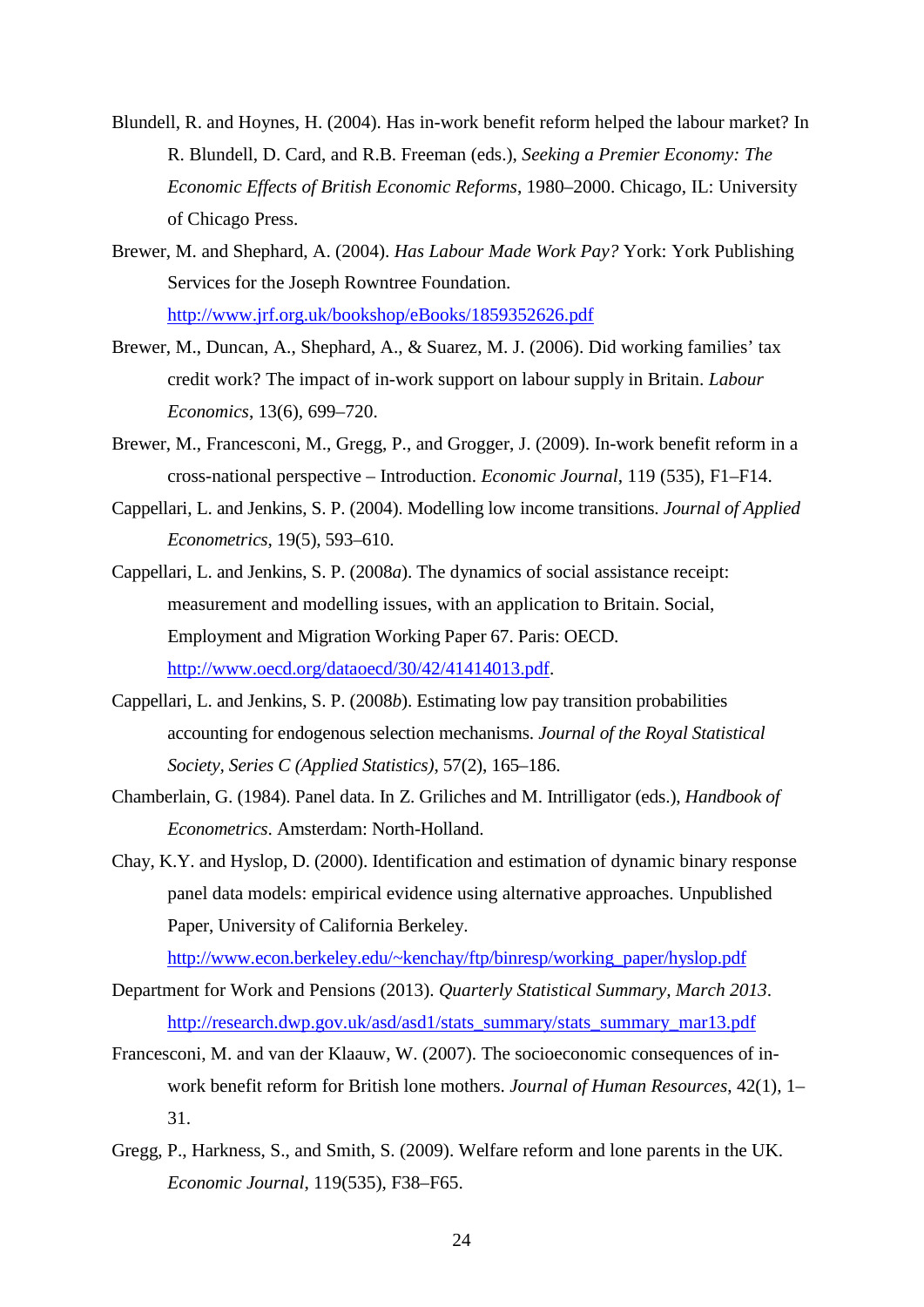Blundell, R. and Hoynes, H. (2004). Has in-work benefit reform helped the labour market? In R. Blundell, D. Card, and R.B. Freeman (eds.), *Seeking a Premier Economy: The Economic Effects of British Economic Reforms*, 1980–2000. Chicago, IL: University of Chicago Press.

Brewer, M. and Shephard, A. (2004). *Has Labour Made Work Pay?* York: York Publishing Services for the Joseph Rowntree Foundation. http://www.jrf.org.uk/bookshop/eBooks/1859352626.pdf

Brewer, M., Duncan, A., Shephard, A., & Suarez, M. J. (2006). Did working families' tax credit work? The impact of in-work support on labour supply in Britain. *Labour Economics*, 13(6), 699–720.

Brewer, M., Francesconi, M., Gregg, P., and Grogger, J. (2009). In-work benefit reform in a cross-national perspective – Introduction. *Economic Journal*, 119 (535), F1–F14.

Cappellari, L. and Jenkins, S. P. (2004). Modelling low income transitions. *Journal of Applied Econometrics*, 19(5), 593–610.

Cappellari, L. and Jenkins, S. P. (2008*a*). The dynamics of social assistance receipt: measurement and modelling issues, with an application to Britain. Social, Employment and Migration Working Paper 67. Paris: OECD. http://www.oecd.org/dataoecd/30/42/41414013.pdf.

Cappellari, L. and Jenkins, S. P. (2008*b*). Estimating low pay transition probabilities accounting for endogenous selection mechanisms. *Journal of the Royal Statistical Society, Series C (Applied Statistics)*, 57(2), 165–186.

Chamberlain, G. (1984). Panel data. In Z. Griliches and M. Intrilligator (eds.), *Handbook of Econometrics*. Amsterdam: North-Holland.

Chay, K.Y. and Hyslop, D. (2000). Identification and estimation of dynamic binary response panel data models: empirical evidence using alternative approaches. Unpublished Paper, University of California Berkeley. http://www.econ.berkeley.edu/~kenchay/ftp/binresp/working_paper/hyslop.pdf

Department for Work and Pensions (2013). *Quarterly Statistical Summary, March 2013*. http://research.dwp.gov.uk/asd/asd1/stats_summary/stats_summary_mar13.pdf

Francesconi, M. and van der Klaauw, W. (2007). The socioeconomic consequences of in-work benefit reform for British lone mothers. *Journal of Human Resources*, 42(1), 1–31.

Gregg, P., Harkness, S., and Smith, S. (2009). Welfare reform and lone parents in the UK. *Economic Journal*, 119(535), F38–F65.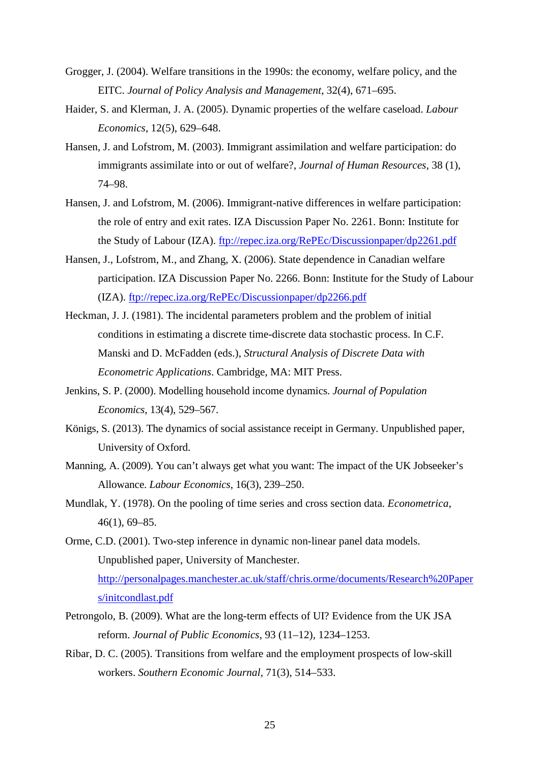Grogger, J. (2004). Welfare transitions in the 1990s: the economy, welfare policy, and the EITC. *Journal of Policy Analysis and Management*, 32(4), 671–695.

Haider, S. and Klerman, J. A. (2005). Dynamic properties of the welfare caseload. *Labour Economics*, 12(5), 629–648.

Hansen, J. and Lofstrom, M. (2003). Immigrant assimilation and welfare participation: do immigrants assimilate into or out of welfare?, *Journal of Human Resources*, 38 (1), 74–98.

Hansen, J. and Lofstrom, M. (2006). Immigrant-native differences in welfare participation: the role of entry and exit rates. IZA Discussion Paper No. 2261. Bonn: Institute for the Study of Labour (IZA). [ftp://repec.iza.org/RePEc/Discussionpaper/dp2261.pdf](ftp://repec.iza.org/RePEc/Discussionpaper/dp2261.pdf)

Hansen, J., Lofstrom, M., and Zhang, X. (2006). State dependence in Canadian welfare participation. IZA Discussion Paper No. 2266. Bonn: Institute for the Study of Labour (IZA). [ftp://repec.iza.org/RePEc/Discussionpaper/dp2266.pdf](ftp://repec.iza.org/RePEc/Discussionpaper/dp2266.pdf)

Heckman, J. J. (1981). The incidental parameters problem and the problem of initial conditions in estimating a discrete time-discrete data stochastic process. In C.F. Manski and D. McFadden (eds.), *Structural Analysis of Discrete Data with Econometric Applications*. Cambridge, MA: MIT Press.

Jenkins, S. P. (2000). Modelling household income dynamics. *Journal of Population Economics*, 13(4), 529–567.

Königs, S. (2013). The dynamics of social assistance receipt in Germany. Unpublished paper, University of Oxford.

Manning, A. (2009). You can't always get what you want: The impact of the UK Jobseeker's Allowance. *Labour Economics*, 16(3), 239–250.

Mundlak, Y. (1978). On the pooling of time series and cross section data. *Econometrica*, 46(1), 69–85.

Orme, C.D. (2001). Two-step inference in dynamic non-linear panel data models. Unpublished paper, University of Manchester. [http://personalpages.manchester.ac.uk/staff/chris.orme/documents/Research%20Papers/initcondlast.pdf](http://personalpages.manchester.ac.uk/staff/chris.orme/documents/Research%20Papers/initcondlast.pdf)

Petrongolo, B. (2009). What are the long-term effects of UI? Evidence from the UK JSA reform. *Journal of Public Economics*, 93 (11–12), 1234–1253.

Ribar, D. C. (2005). Transitions from welfare and the employment prospects of low-skill workers. *Southern Economic Journal*, 71(3), 514–533.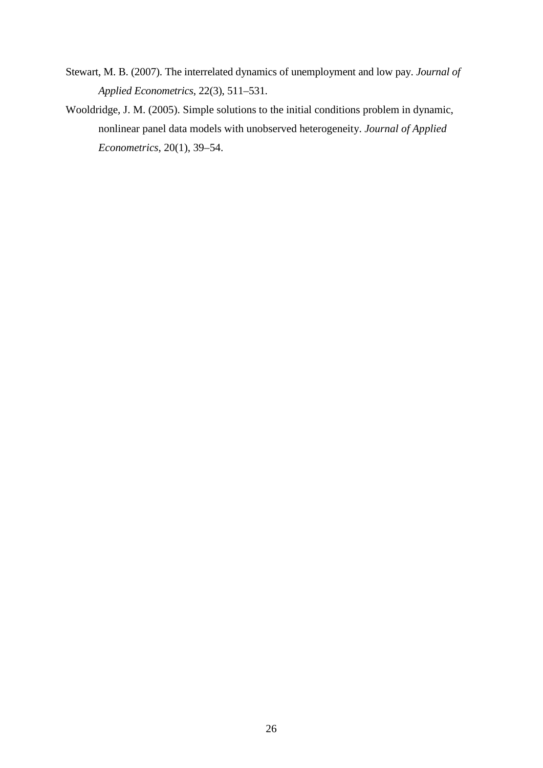Stewart, M. B. (2007). The interrelated dynamics of unemployment and low pay. *Journal of Applied Econometrics*, 22(3), 511–531.

Wooldridge, J. M. (2005). Simple solutions to the initial conditions problem in dynamic, nonlinear panel data models with unobserved heterogeneity. *Journal of Applied Econometrics*, 20(1), 39–54.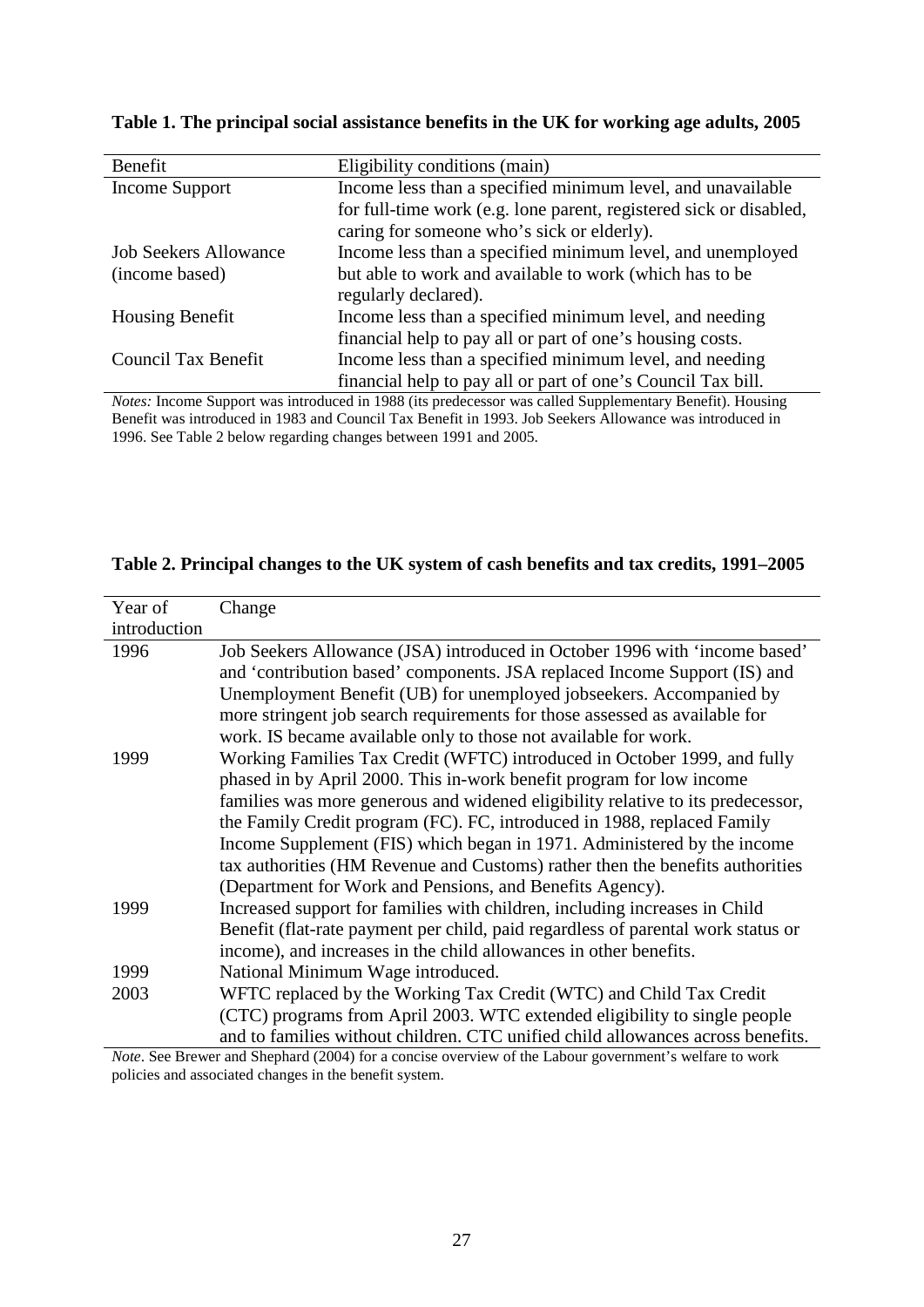**Table 1. The principal social assistance benefits in the UK for working age adults, 2005**

| Benefit | Eligibility conditions (main) |
|---|---|
| Income Support | Income less than a specified minimum level, and unavailable for full-time work (e.g. lone parent, registered sick or disabled, caring for someone who's sick or elderly). |
| Job Seekers Allowance (income based) | Income less than a specified minimum level, and unemployed but able to work and available to work (which has to be regularly declared). |
| Housing Benefit | Income less than a specified minimum level, and needing financial help to pay all or part of one's housing costs. |
| Council Tax Benefit | Income less than a specified minimum level, and needing financial help to pay all or part of one's Council Tax bill. |

*Notes:* Income Support was introduced in 1988 (its predecessor was called Supplementary Benefit). Housing Benefit was introduced in 1983 and Council Tax Benefit in 1993. Job Seekers Allowance was introduced in 1996. See Table 2 below regarding changes between 1991 and 2005.

**Table 2. Principal changes to the UK system of cash benefits and tax credits, 1991–2005**

| Year of introduction | Change |
|---|---|
| 1996 | Job Seekers Allowance (JSA) introduced in October 1996 with 'income based' and 'contribution based' components. JSA replaced Income Support (IS) and Unemployment Benefit (UB) for unemployed jobseekers. Accompanied by more stringent job search requirements for those assessed as available for work. IS became available only to those not available for work. |
| 1999 | Working Families Tax Credit (WFTC) introduced in October 1999, and fully phased in by April 2000. This in-work benefit program for low income families was more generous and widened eligibility relative to its predecessor, the Family Credit program (FC). FC, introduced in 1988, replaced Family Income Supplement (FIS) which began in 1971. Administered by the income tax authorities (HM Revenue and Customs) rather then the benefits authorities (Department for Work and Pensions, and Benefits Agency). |
| 1999 | Increased support for families with children, including increases in Child Benefit (flat-rate payment per child, paid regardless of parental work status or income), and increases in the child allowances in other benefits. |
| 1999 | National Minimum Wage introduced. |
| 2003 | WFTC replaced by the Working Tax Credit (WTC) and Child Tax Credit (CTC) programs from April 2003. WTC extended eligibility to single people and to families without children. CTC unified child allowances across benefits. |

*Note*. See Brewer and Shephard (2004) for a concise overview of the Labour government's welfare to work policies and associated changes in the benefit system.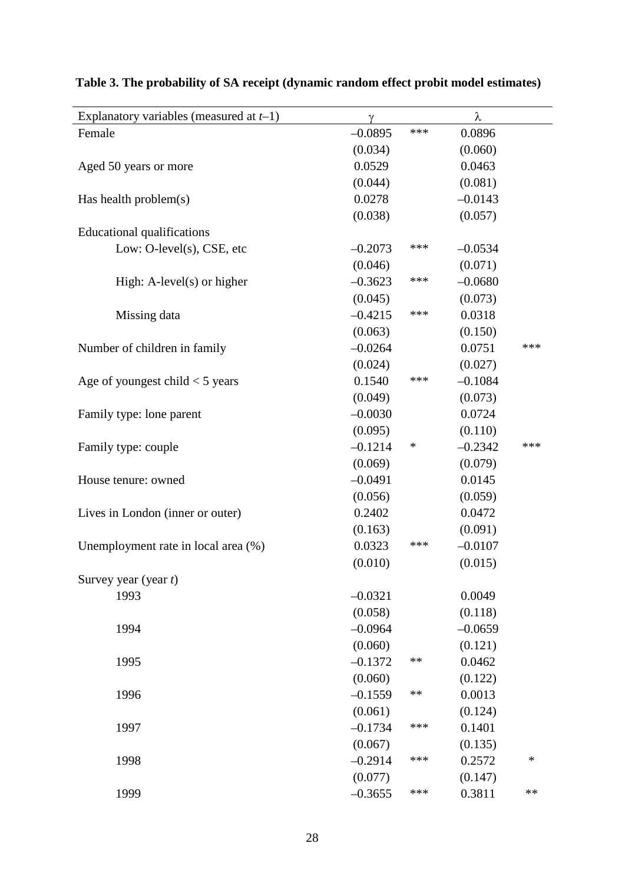**Table 3. The probability of SA receipt (dynamic random effect probit model estimates)**

| Explanatory variables (measured at $t$–1) | $\gamma$ | | $\lambda$ | |
|---|---|---|---|---|
| Female | –0.0895 | *** | 0.0896 | |
| | (0.034) | | (0.060) | |
| Aged 50 years or more | 0.0529 | | 0.0463 | |
| | (0.044) | | (0.081) | |
| Has health problem(s) | 0.0278 | | –0.0143 | |
| | (0.038) | | (0.057) | |
| Educational qualifications | | | | |
| Low: O-level(s), CSE, etc | –0.2073 | *** | –0.0534 | |
| | (0.046) | | (0.071) | |
| High: A-level(s) or higher | –0.3623 | *** | –0.0680 | |
| | (0.045) | | (0.073) | |
| Missing data | –0.4215 | *** | 0.0318 | |
| | (0.063) | | (0.150) | |
| Number of children in family | –0.0264 | | 0.0751 | *** |
| | (0.024) | | (0.027) | |
| Age of youngest child < 5 years | 0.1540 | *** | –0.1084 | |
| | (0.049) | | (0.073) | |
| Family type: lone parent | –0.0030 | | 0.0724 | |
| | (0.095) | | (0.110) | |
| Family type: couple | –0.1214 | * | –0.2342 | *** |
| | (0.069) | | (0.079) | |
| House tenure: owned | –0.0491 | | 0.0145 | |
| | (0.056) | | (0.059) | |
| Lives in London (inner or outer) | 0.2402 | | 0.0472 | |
| | (0.163) | | (0.091) | |
| Unemployment rate in local area (%) | 0.0323 | *** | –0.0107 | |
| | (0.010) | | (0.015) | |
| Survey year (year $t$) | | | | |
| 1993 | –0.0321 | | 0.0049 | |
| | (0.058) | | (0.118) | |
| 1994 | –0.0964 | | –0.0659 | |
| | (0.060) | | (0.121) | |
| 1995 | –0.1372 | ** | 0.0462 | |
| | (0.060) | | (0.122) | |
| 1996 | –0.1559 | ** | 0.0013 | |
| | (0.061) | | (0.124) | |
| 1997 | –0.1734 | *** | 0.1401 | |
| | (0.067) | | (0.135) | |
| 1998 | –0.2914 | *** | 0.2572 | * |
| | (0.077) | | (0.147) | |
| 1999 | –0.3655 | *** | 0.3811 | ** |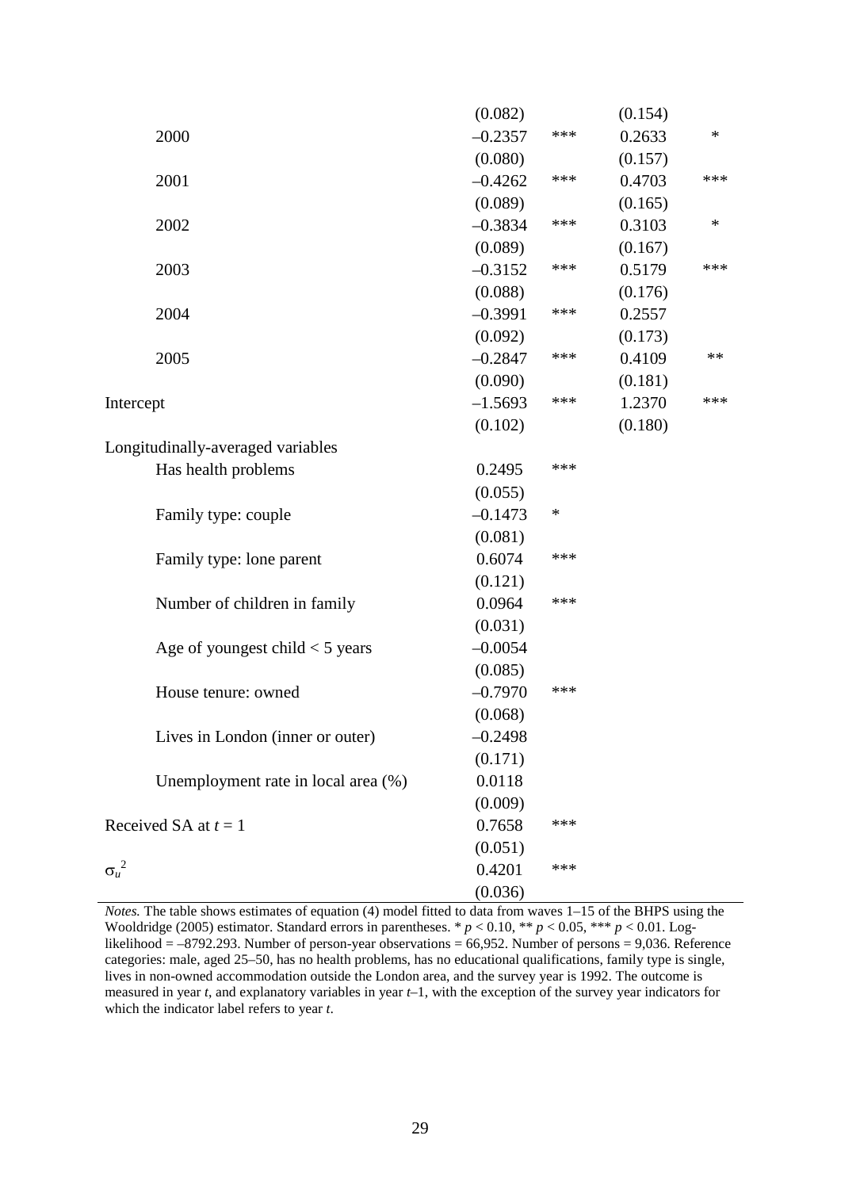| | | | | |
|---|---|---|---|---|
| | (0.082) | | (0.154) | |
| 2000 | –0.2357 | *** | 0.2633 | * |
| | (0.080) | | (0.157) | |
| 2001 | –0.4262 | *** | 0.4703 | *** |
| | (0.089) | | (0.165) | |
| 2002 | –0.3834 | *** | 0.3103 | * |
| | (0.089) | | (0.167) | |
| 2003 | –0.3152 | *** | 0.5179 | *** |
| | (0.088) | | (0.176) | |
| 2004 | –0.3991 | *** | 0.2557 | |
| | (0.092) | | (0.173) | |
| 2005 | –0.2847 | *** | 0.4109 | ** |
| | (0.090) | | (0.181) | |
| Intercept | –1.5693 | *** | 1.2370 | *** |
| | (0.102) | | (0.180) | |
| Longitudinally-averaged variables | | | | |
| Has health problems | 0.2495 | *** | | |
| | (0.055) | | | |
| Family type: couple | –0.1473 | * | | |
| | (0.081) | | | |
| Family type: lone parent | 0.6074 | *** | | |
| | (0.121) | | | |
| Number of children in family | 0.0964 | *** | | |
| | (0.031) | | | |
| Age of youngest child < 5 years | –0.0054 | | | |
| | (0.085) | | | |
| House tenure: owned | –0.7970 | *** | | |
| | (0.068) | | | |
| Lives in London (inner or outer) | –0.2498 | | | |
| | (0.171) | | | |
| Unemployment rate in local area (%) | 0.0118 | | | |
| | (0.009) | | | |
| Received SA at $t = 1$ | 0.7658 | *** | | |
| | (0.051) | | | |
| $\sigma_u^2$ | 0.4201 | *** | | |
| | (0.036) | | | |

*Notes.* The table shows estimates of equation (4) model fitted to data from waves 1–15 of the BHPS using the Wooldridge (2005) estimator. Standard errors in parentheses. * $p < 0.10$, ** $p < 0.05$, *** $p < 0.01$. Log-likelihood = –8792.293. Number of person-year observations = 66,952. Number of persons = 9,036. Reference categories: male, aged 25–50, has no health problems, has no educational qualifications, family type is single, lives in non-owned accommodation outside the London area, and the survey year is 1992. The outcome is measured in year $t$, and explanatory variables in year $t$–1, with the exception of the survey year indicators for which the indicator label refers to year $t$.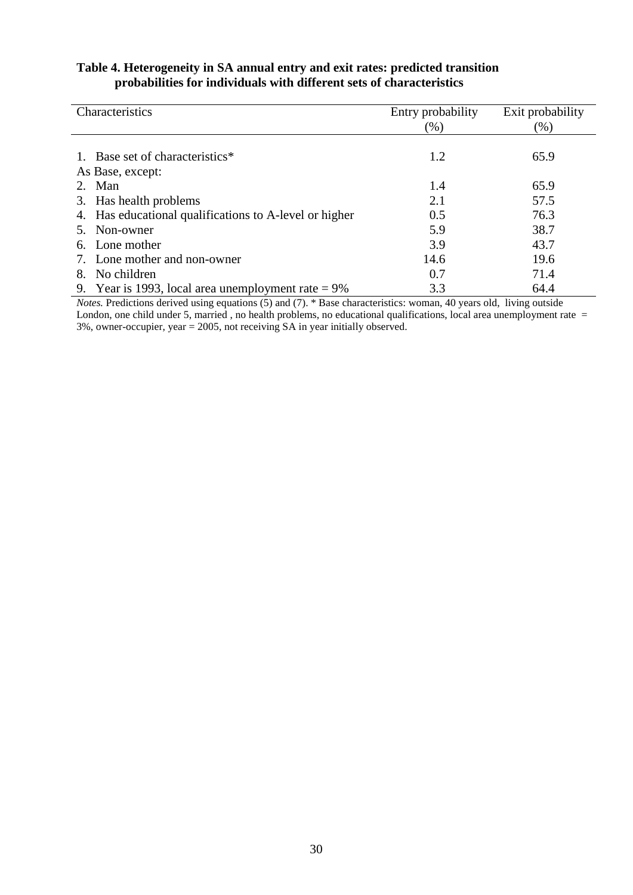**Table 4. Heterogeneity in SA annual entry and exit rates: predicted transition probabilities for individuals with different sets of characteristics**

| Characteristics | Entry probability (%) | Exit probability (%) |
|---|---|---|
| 1. Base set of characteristics* | 1.2 | 65.9 |
| As Base, except: | | |
| 2. Man | 1.4 | 65.9 |
| 3. Has health problems | 2.1 | 57.5 |
| 4. Has educational qualifications to A-level or higher | 0.5 | 76.3 |
| 5. Non-owner | 5.9 | 38.7 |
| 6. Lone mother | 3.9 | 43.7 |
| 7. Lone mother and non-owner | 14.6 | 19.6 |
| 8. No children | 0.7 | 71.4 |
| 9. Year is 1993, local area unemployment rate = 9% | 3.3 | 64.4 |

*Notes.* Predictions derived using equations (5) and (7). * Base characteristics: woman, 40 years old, living outside London, one child under 5, married , no health problems, no educational qualifications, local area unemployment rate = 3%, owner-occupier, year = 2005, not receiving SA in year initially observed.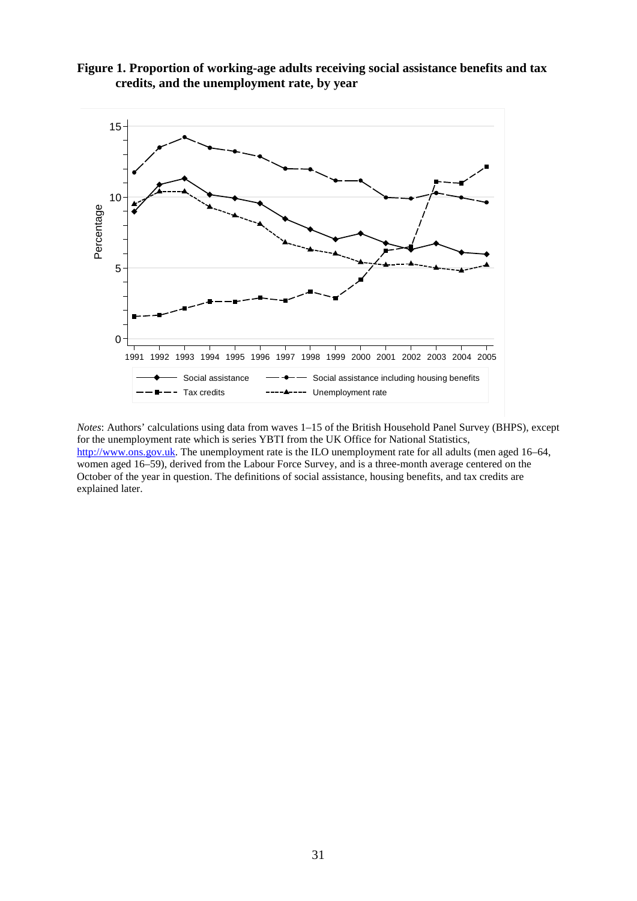**Figure 1. Proportion of working-age adults receiving social assistance benefits and tax credits, and the unemployment rate, by year**

*Notes*: Authors' calculations using data from waves 1–15 of the British Household Panel Survey (BHPS), except for the unemployment rate which is series YBTI from the UK Office for National Statistics, http://www.ons.gov.uk. The unemployment rate is the ILO unemployment rate for all adults (men aged 16–64, women aged 16–59), derived from the Labour Force Survey, and is a three-month average centered on the October of the year in question. The definitions of social assistance, housing benefits, and tax credits are explained later.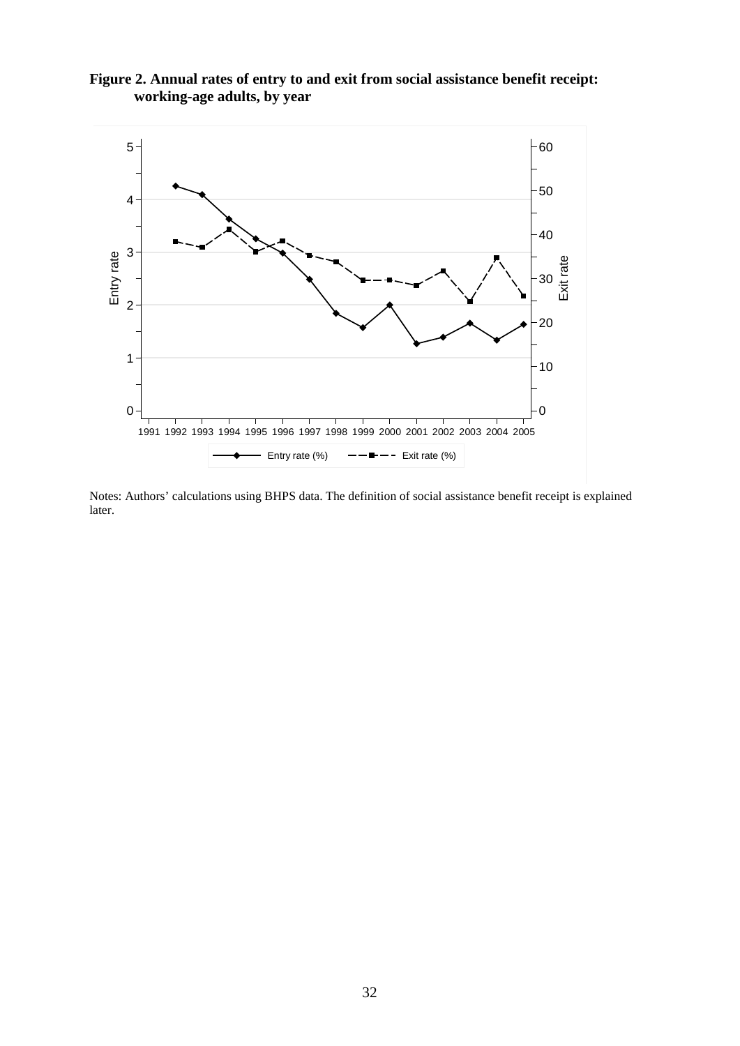**Figure 2. Annual rates of entry to and exit from social assistance benefit receipt: working-age adults, by year**

Notes: Authors' calculations using BHPS data. The definition of social assistance benefit receipt is explained later.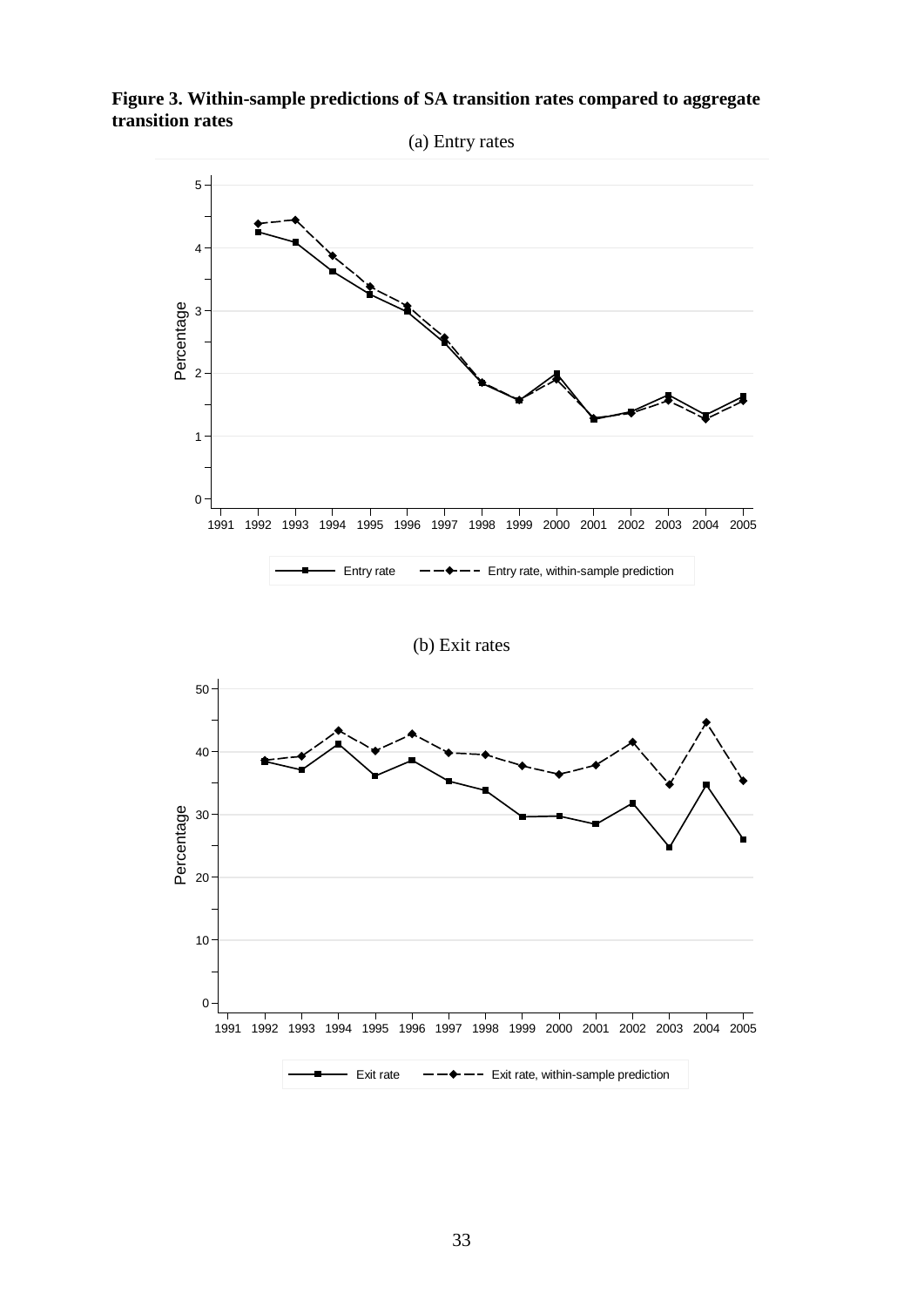**Figure 3. Within-sample predictions of SA transition rates compared to aggregate transition rates**

(a) Entry rates

(b) Exit rates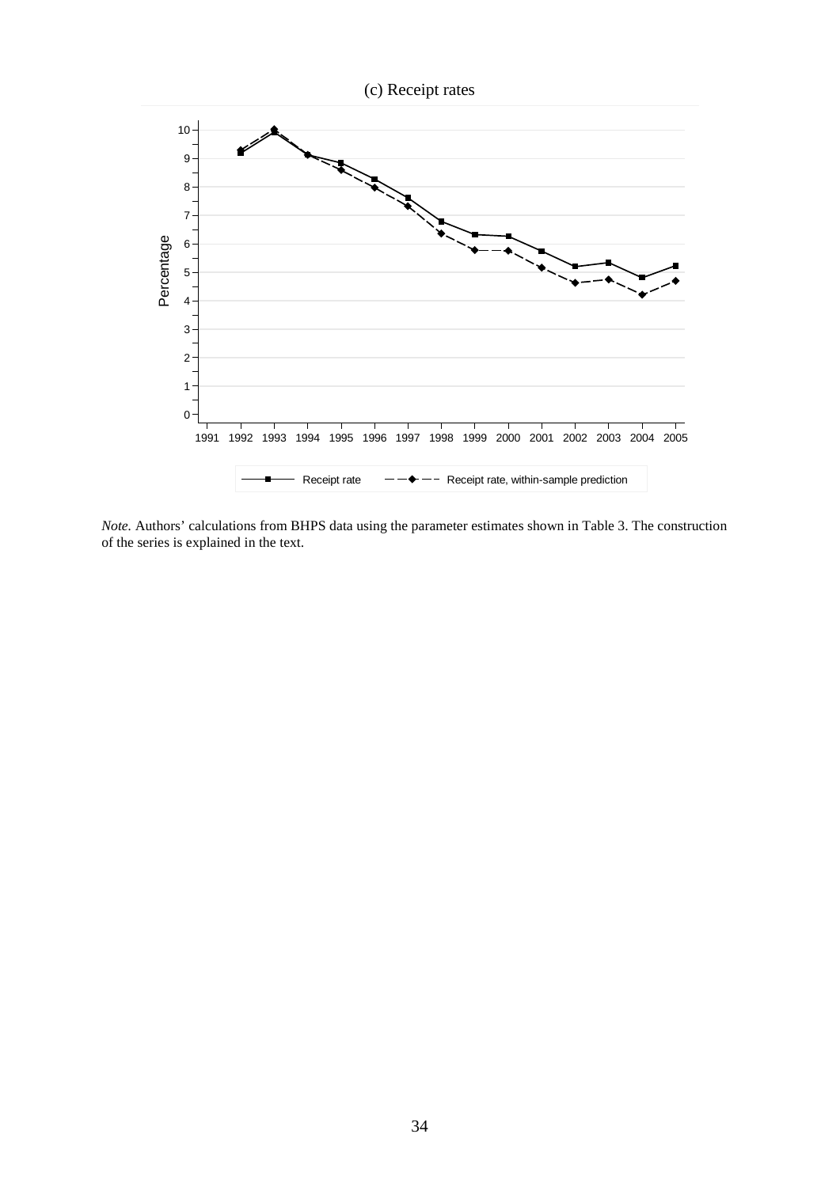(c) Receipt rates

*Note.* Authors' calculations from BHPS data using the parameter estimates shown in Table 3. The construction of the series is explained in the text.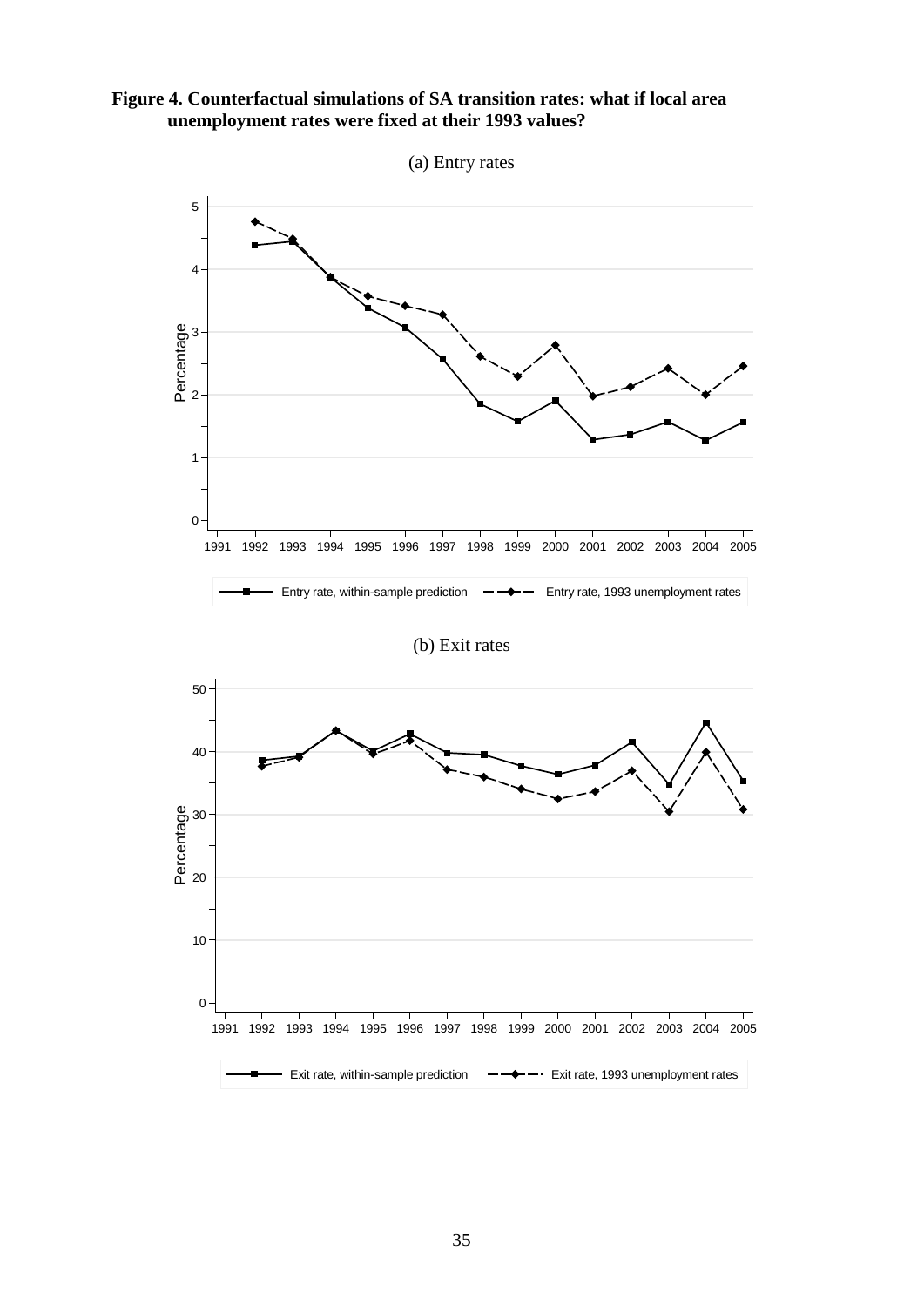**Figure 4. Counterfactual simulations of SA transition rates: what if local area unemployment rates were fixed at their 1993 values?**

(a) Entry rates

(b) Exit rates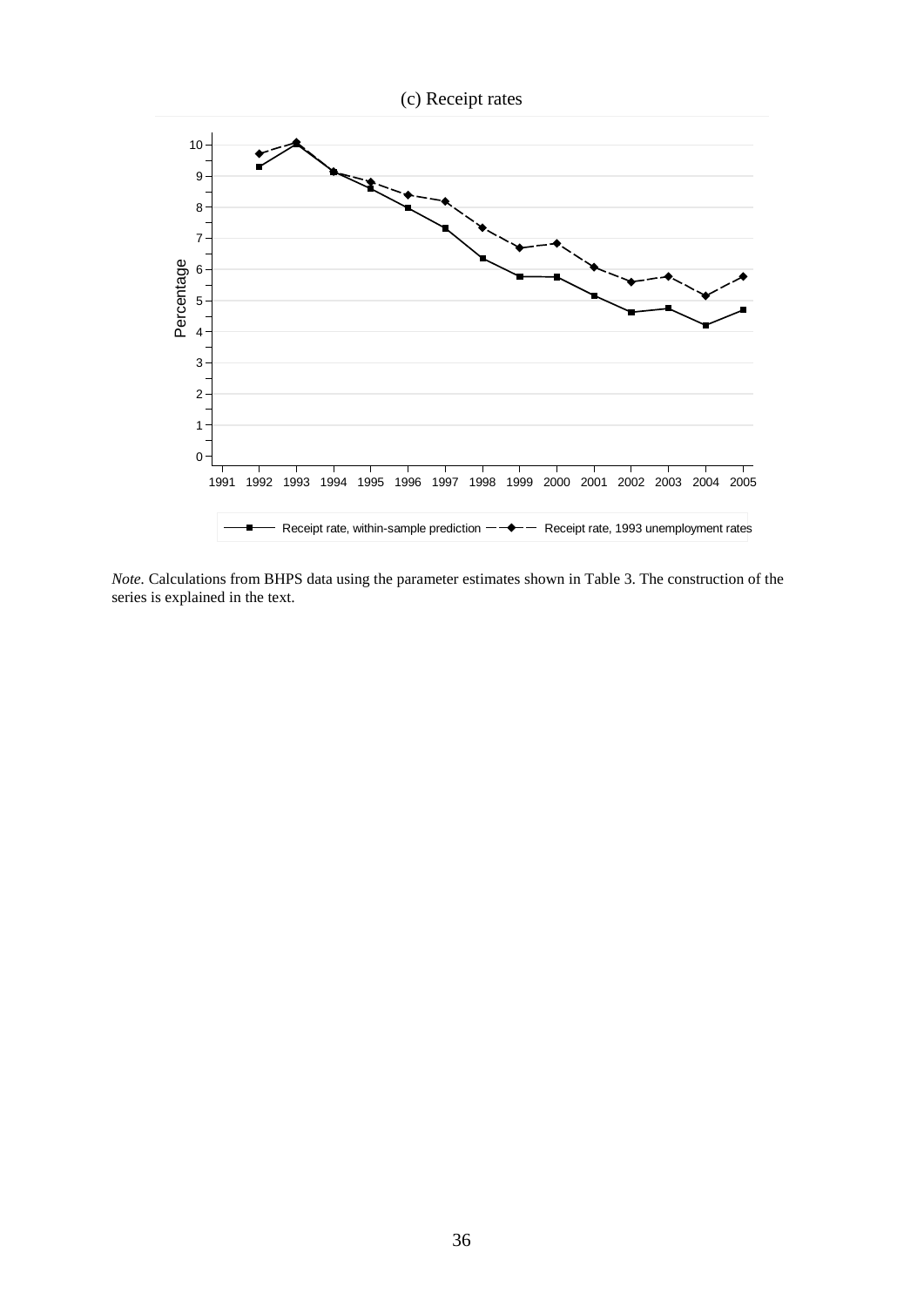(c) Receipt rates

*Note.* Calculations from BHPS data using the parameter estimates shown in Table 3. The construction of the series is explained in the text.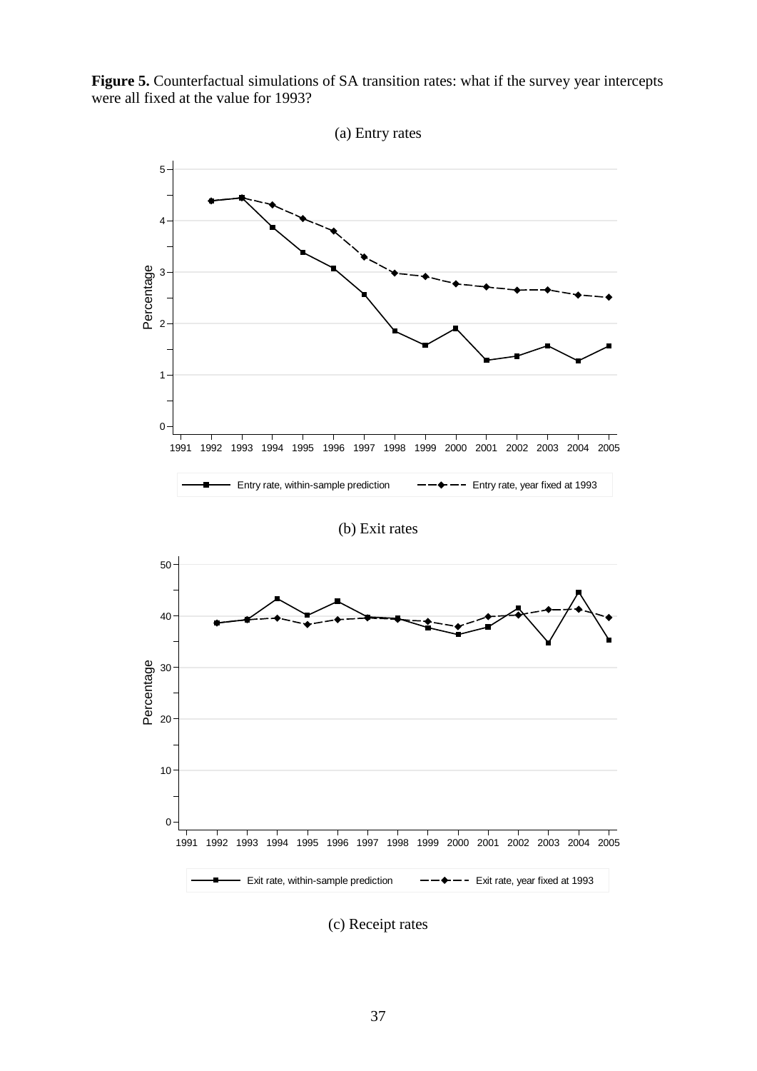**Figure 5.** Counterfactual simulations of SA transition rates: what if the survey year intercepts were all fixed at the value for 1993?

(a) Entry rates

(b) Exit rates

(c) Receipt rates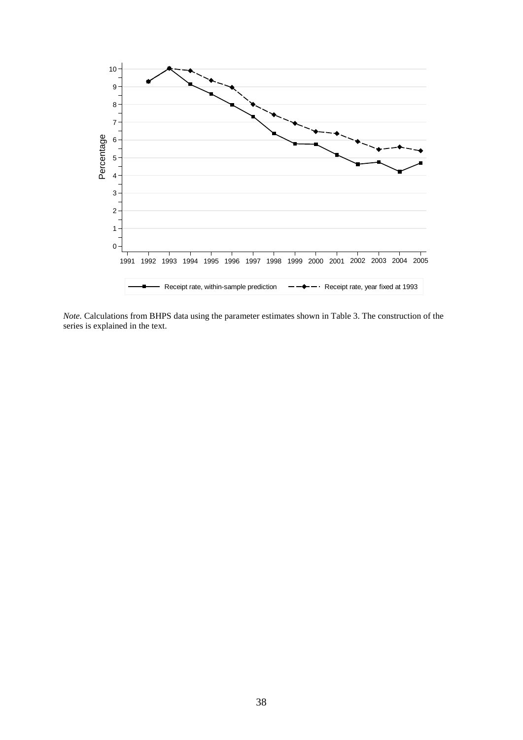10
9
8
7
6
5
4
3
2
1
0

Percentage

1991 1992 1993 1994 1995 1996 1997 1998 1999 2000 2001 2002 2003 2004 2005

Receipt rate, within-sample prediction

Receipt rate, year fixed at 1993

*Note.* Calculations from BHPS data using the parameter estimates shown in Table 3. The construction of the series is explained in the text.